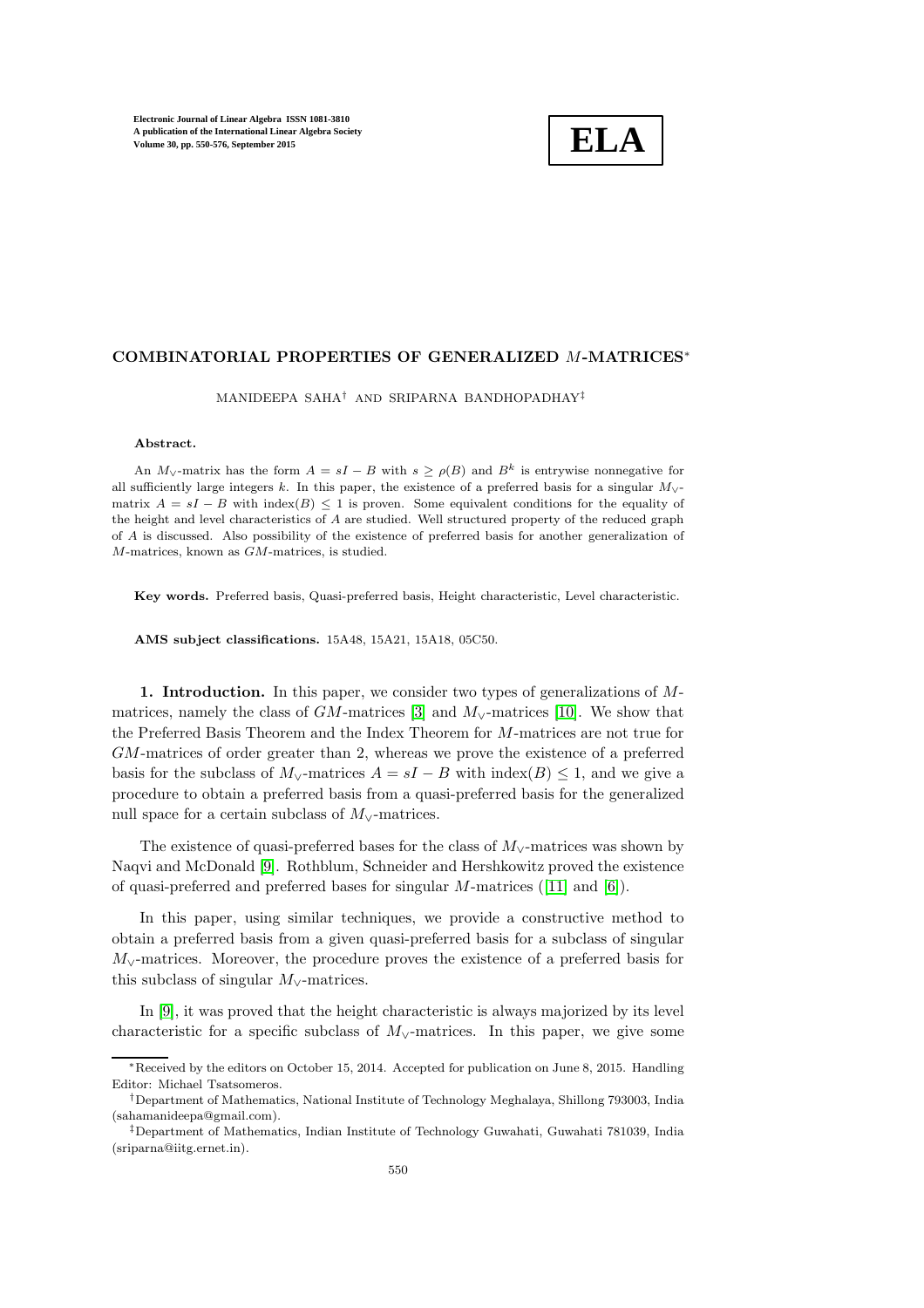# COMBINATORIAL PROPERTIES OF GENERALIZED $M$-MATRICES[*]

MANIDEEPA SAHA[†] AND SRIPARNA BANDHOPADHAY[‡]

**Abstract.**

An $M_\vee$-matrix has the form $A = sI - B$ with $s \geq \rho(B)$ and $B^k$ is entrywise nonnegative for all sufficiently large integers $k$. In this paper, the existence of a preferred basis for a singular $M_\vee$-matrix $A = sI - B$ with $\text{index}(B) \leq 1$ is proven. Some equivalent conditions for the equality of the height and level characteristics of $A$ are studied. Well structured property of the reduced graph of $A$ is discussed. Also possibility of the existence of preferred basis for another generalization of $M$-matrices, known as $GM$-matrices, is studied.

**Key words.** Preferred basis, Quasi-preferred basis, Height characteristic, Level characteristic.

**AMS subject classifications.** 15A48, 15A21, 15A18, 05C50.

**1. Introduction.** In this paper, we consider two types of generalizations of $M$-matrices, namely the class of $GM$-matrices [3] and $M_\vee$-matrices [10]. We show that the Preferred Basis Theorem and the Index Theorem for $M$-matrices are not true for $GM$-matrices of order greater than 2, whereas we prove the existence of a preferred basis for the subclass of $M_\vee$-matrices $A = sI - B$ with $\text{index}(B) \leq 1$, and we give a procedure to obtain a preferred basis from a quasi-preferred basis for the generalized null space for a certain subclass of $M_\vee$-matrices.

The existence of quasi-preferred bases for the class of $M_\vee$-matrices was shown by Naqvi and McDonald [9]. Rothblum, Schneider and Hershkowitz proved the existence of quasi-preferred and preferred bases for singular $M$-matrices ([11] and [6]).

In this paper, using similar techniques, we provide a constructive method to obtain a preferred basis from a given quasi-preferred basis for a subclass of singular $M_\vee$-matrices. Moreover, the procedure proves the existence of a preferred basis for this subclass of singular $M_\vee$-matrices.

In [9], it was proved that the height characteristic is always majorized by its level characteristic for a specific subclass of $M_\vee$-matrices. In this paper, we give some

---

[*]Received by the editors on October 15, 2014. Accepted for publication on June 8, 2015. Handling Editor: Michael Tsatsomeros.

[†]Department of Mathematics, National Institute of Technology Meghalaya, Shillong 793003, India (sahamanideepa@gmail.com).

[‡]Department of Mathematics, Indian Institute of Technology Guwahati, Guwahati 781039, India (sriparna@iitg.ernet.in).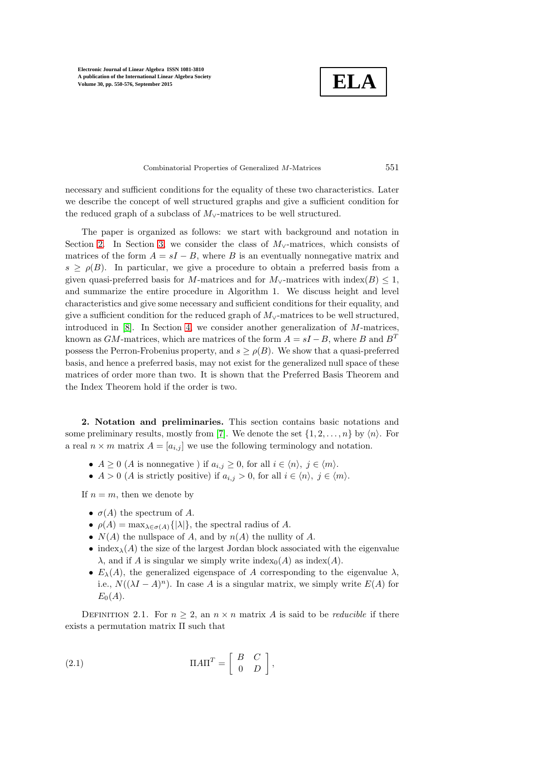necessary and sufficient conditions for the equality of these two characteristics. Later we describe the concept of well structured graphs and give a sufficient condition for the reduced graph of a subclass of $M_\vee$-matrices to be well structured.

The paper is organized as follows: we start with background and notation in Section 2. In Section 3, we consider the class of $M_\vee$-matrices, which consists of matrices of the form $A = sI - B$, where $B$ is an eventually nonnegative matrix and $s \geq \rho(B)$. In particular, we give a procedure to obtain a preferred basis from a given quasi-preferred basis for $M$-matrices and for $M_\vee$-matrices with index$(B) \leq 1$, and summarize the entire procedure in Algorithm 1. We discuss height and level characteristics and give some necessary and sufficient conditions for their equality, and give a sufficient condition for the reduced graph of $M_\vee$-matrices to be well structured, introduced in [8]. In Section 4, we consider another generalization of $M$-matrices, known as $GM$-matrices, which are matrices of the form $A = sI - B$, where $B$ and $B^T$ possess the Perron-Frobenius property, and $s \geq \rho(B)$. We show that a quasi-preferred basis, and hence a preferred basis, may not exist for the generalized null space of these matrices of order more than two. It is shown that the Preferred Basis Theorem and the Index Theorem hold if the order is two.

## 2. Notation and preliminaries.

This section contains basic notations and some preliminary results, mostly from [7]. We denote the set $\{1, 2, \ldots, n\}$ by $\langle n \rangle$. For a real $n \times m$ matrix $A = [a_{i,j}]$ we use the following terminology and notation.

- $A \geq 0$ ($A$ is nonnegative ) if $a_{i,j} \geq 0$, for all $i \in \langle n \rangle$, $j \in \langle m \rangle$.
- $A > 0$ ($A$ is strictly positive) if $a_{i,j} > 0$, for all $i \in \langle n \rangle$, $j \in \langle m \rangle$.

If $n = m$, then we denote by

- $\sigma(A)$ the spectrum of $A$.
- $\rho(A) = \max_{\lambda \in \sigma(A)}\{|\lambda|\}$, the spectral radius of $A$.
- $N(A)$ the nullspace of $A$, and by $n(A)$ the nullity of $A$.
- $\text{index}_\lambda(A)$ the size of the largest Jordan block associated with the eigenvalue $\lambda$, and if $A$ is singular we simply write $\text{index}_0(A)$ as $\text{index}(A)$.
- $E_\lambda(A)$, the generalized eigenspace of $A$ corresponding to the eigenvalue $\lambda$, i.e., $N((\lambda I - A)^n)$. In case $A$ is a singular matrix, we simply write $E(A)$ for $E_0(A)$.

DEFINITION 2.1. For $n \geq 2$, an $n \times n$ matrix $A$ is said to be *reducible* if there exists a permutation matrix $\Pi$ such that

$$\Pi A \Pi^T = \begin{bmatrix} B & C \\ 0 & D \end{bmatrix}, \tag{2.1}$$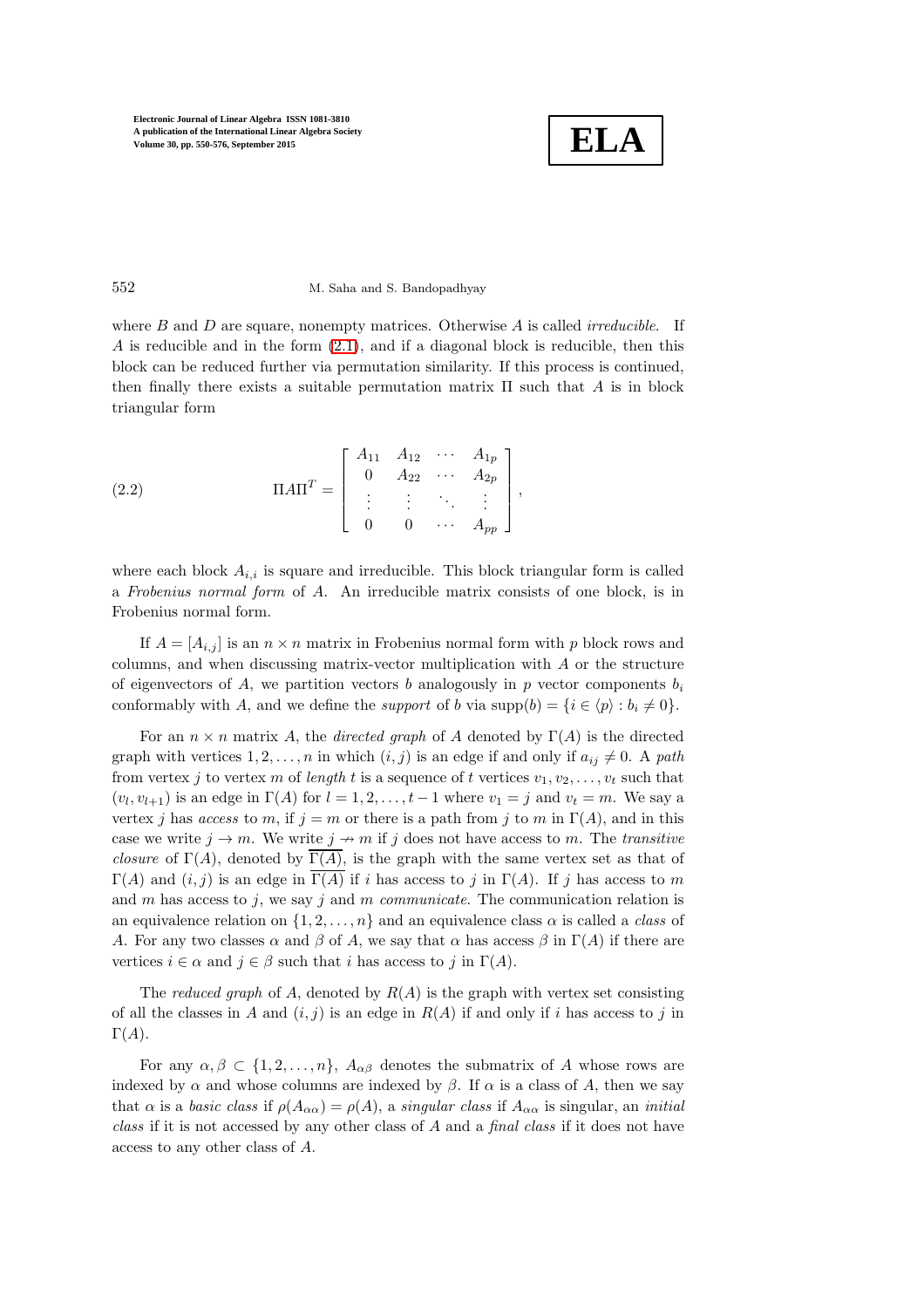where $B$ and $D$ are square, nonempty matrices. Otherwise $A$ is called *irreducible*. If $A$ is reducible and in the form (2.1), and if a diagonal block is reducible, then this block can be reduced further via permutation similarity. If this process is continued, then finally there exists a suitable permutation matrix $\Pi$ such that $A$ is in block triangular form

$$\Pi A \Pi^T = \begin{bmatrix} A_{11} & A_{12} & \cdots & A_{1p} \\ 0 & A_{22} & \cdots & A_{2p} \\ \vdots & \vdots & \ddots & \vdots \\ 0 & 0 & \cdots & A_{pp} \end{bmatrix}, \tag{2.2}$$

where each block $A_{i,i}$ is square and irreducible. This block triangular form is called a *Frobenius normal form* of $A$. An irreducible matrix consists of one block, is in Frobenius normal form.

If $A = [A_{i,j}]$ is an $n \times n$ matrix in Frobenius normal form with $p$ block rows and columns, and when discussing matrix-vector multiplication with $A$ or the structure of eigenvectors of $A$, we partition vectors $b$ analogously in $p$ vector components $b_i$ conformably with $A$, and we define the *support* of $b$ via $\text{supp}(b) = \{i \in \langle p \rangle : b_i \neq 0\}$.

For an $n \times n$ matrix $A$, the *directed graph* of $A$ denoted by $\Gamma(A)$ is the directed graph with vertices $1, 2, \ldots, n$ in which $(i, j)$ is an edge if and only if $a_{ij} \neq 0$. A *path* from vertex $j$ to vertex $m$ of *length* $t$ is a sequence of $t$ vertices $v_1, v_2, \ldots, v_t$ such that $(v_l, v_{l+1})$ is an edge in $\Gamma(A)$ for $l = 1, 2, \ldots, t-1$ where $v_1 = j$ and $v_t = m$. We say a vertex $j$ has *access* to $m$, if $j = m$ or there is a path from $j$ to $m$ in $\Gamma(A)$, and in this case we write $j \to m$. We write $j \nrightarrow m$ if $j$ does not have access to $m$. The *transitive closure* of $\Gamma(A)$, denoted by $\overline{\Gamma(A)}$, is the graph with the same vertex set as that of $\Gamma(A)$ and $(i, j)$ is an edge in $\overline{\Gamma(A)}$ if $i$ has access to $j$ in $\Gamma(A)$. If $j$ has access to $m$ and $m$ has access to $j$, we say $j$ and $m$ *communicate*. The communication relation is an equivalence relation on $\{1, 2, \ldots, n\}$ and an equivalence class $\alpha$ is called a *class* of $A$. For any two classes $\alpha$ and $\beta$ of $A$, we say that $\alpha$ has access $\beta$ in $\Gamma(A)$ if there are vertices $i \in \alpha$ and $j \in \beta$ such that $i$ has access to $j$ in $\Gamma(A)$.

The *reduced graph* of $A$, denoted by $R(A)$ is the graph with vertex set consisting of all the classes in $A$ and $(i, j)$ is an edge in $R(A)$ if and only if $i$ has access to $j$ in $\Gamma(A)$.

For any $\alpha, \beta \subset \{1, 2, \ldots, n\}$, $A_{\alpha\beta}$ denotes the submatrix of $A$ whose rows are indexed by $\alpha$ and whose columns are indexed by $\beta$. If $\alpha$ is a class of $A$, then we say that $\alpha$ is a *basic class* if $\rho(A_{\alpha\alpha}) = \rho(A)$, a *singular class* if $A_{\alpha\alpha}$ is singular, an *initial class* if it is not accessed by any other class of $A$ and a *final class* if it does not have access to any other class of $A$.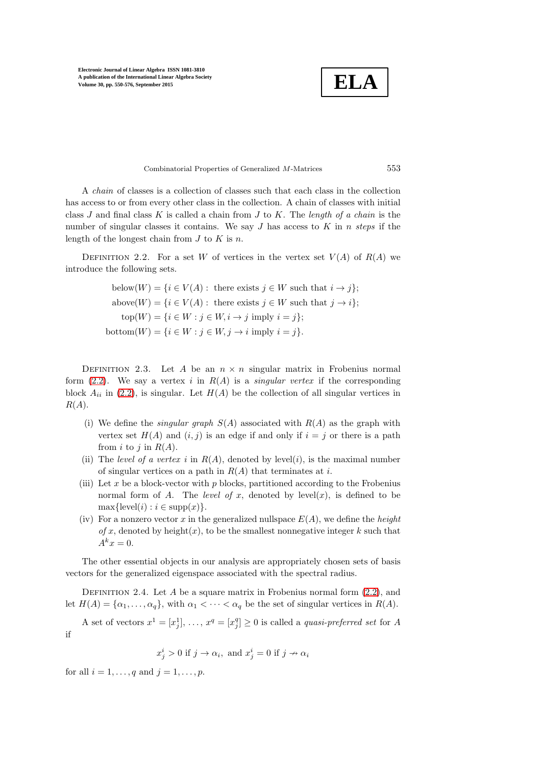A *chain* of classes is a collection of classes such that each class in the collection has access to or from every other class in the collection. A chain of classes with initial class $J$ and final class $K$ is called a chain from $J$ to $K$. The *length of a chain* is the number of singular classes it contains. We say $J$ has access to $K$ in $n$ *steps* if the length of the longest chain from $J$ to $K$ is $n$.

DEFINITION 2.2. For a set $W$ of vertices in the vertex set $V(A)$ of $R(A)$ we introduce the following sets.

$$
\begin{aligned}
\text{below}(W) &= \{i \in V(A) : \text{ there exists } j \in W \text{ such that } i \to j\};\\
\text{above}(W) &= \{i \in V(A) : \text{ there exists } j \in W \text{ such that } j \to i\};\\
\text{top}(W) &= \{i \in W : j \in W, i \to j \text{ imply } i = j\};\\
\text{bottom}(W) &= \{i \in W : j \in W, j \to i \text{ imply } i = j\}.
\end{aligned}
$$

DEFINITION 2.3. Let $A$ be an $n \times n$ singular matrix in Frobenius normal form (2.2). We say a vertex $i$ in $R(A)$ is a *singular vertex* if the corresponding block $A_{ii}$ in (2.2), is singular. Let $H(A)$ be the collection of all singular vertices in $R(A)$.

(i) We define the *singular graph* $S(A)$ associated with $R(A)$ as the graph with vertex set $H(A)$ and $(i, j)$ is an edge if and only if $i = j$ or there is a path from $i$ to $j$ in $R(A)$.

(ii) The *level of a vertex* $i$ in $R(A)$, denoted by level$(i)$, is the maximal number of singular vertices on a path in $R(A)$ that terminates at $i$.

(iii) Let $x$ be a block-vector with $p$ blocks, partitioned according to the Frobenius normal form of $A$. The *level of* $x$, denoted by level$(x)$, is defined to be $\max\{\text{level}(i) : i \in \text{supp}(x)\}$.

(iv) For a nonzero vector $x$ in the generalized nullspace $E(A)$, we define the *height of* $x$, denoted by height$(x)$, to be the smallest nonnegative integer $k$ such that $A^k x = 0$.

The other essential objects in our analysis are appropriately chosen sets of basis vectors for the generalized eigenspace associated with the spectral radius.

DEFINITION 2.4. Let $A$ be a square matrix in Frobenius normal form (2.2), and let $H(A) = \{\alpha_1, \dots, \alpha_q\}$, with $\alpha_1 < \cdots < \alpha_q$ be the set of singular vertices in $R(A)$.

A set of vectors $x^1 = [x^1_j], \dots, x^q = [x^q_j] \geq 0$ is called a *quasi-preferred set* for $A$ if

$$x^i_j > 0 \text{ if } j \to \alpha_i, \text{ and } x^i_j = 0 \text{ if } j \nrightarrow \alpha_i$$

for all $i = 1, \dots, q$ and $j = 1, \dots, p$.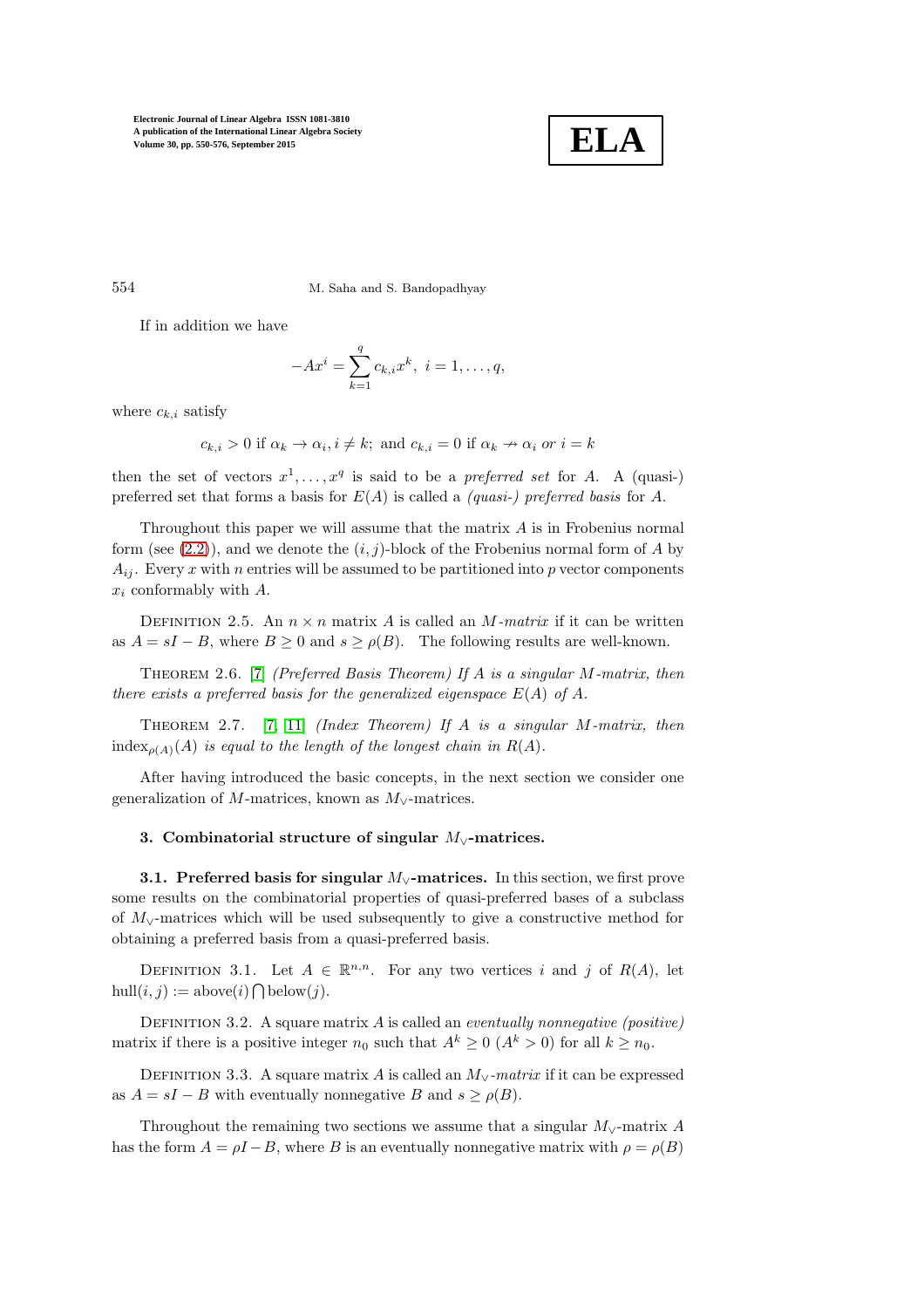If in addition we have

$$-Ax^i = \sum_{k=1}^{q} c_{k,i} x^k, \ i = 1, \dots, q,$$

where $c_{k,i}$ satisfy

$$c_{k,i} > 0 \text{ if } \alpha_k \to \alpha_i, i \neq k; \text{ and } c_{k,i} = 0 \text{ if } \alpha_k \nrightarrow \alpha_i \text{ or } i = k$$

then the set of vectors $x^1, \dots, x^q$ is said to be a *preferred set* for $A$. A (quasi-) preferred set that forms a basis for $E(A)$ is called a *(quasi-) preferred basis* for $A$.

Throughout this paper we will assume that the matrix $A$ is in Frobenius normal form (see (2.2)), and we denote the $(i, j)$-block of the Frobenius normal form of $A$ by $A_{ij}$. Every $x$ with $n$ entries will be assumed to be partitioned into $p$ vector components $x_i$ conformably with $A$.

Definition 2.5. An $n \times n$ matrix $A$ is called an *$M$-matrix* if it can be written as $A = sI - B$, where $B \geq 0$ and $s \geq \rho(B)$. The following results are well-known.

Theorem 2.6. [7] *(Preferred Basis Theorem) If $A$ is a singular $M$-matrix, then there exists a preferred basis for the generalized eigenspace $E(A)$ of $A$.*

Theorem 2.7. [7] [11] *(Index Theorem) If $A$ is a singular $M$-matrix, then $\text{index}_{\rho(A)}(A)$ is equal to the length of the longest chain in $R(A)$.*

After having introduced the basic concepts, in the next section we consider one generalization of $M$-matrices, known as $M_\vee$-matrices.

## 3. Combinatorial structure of singular $M_\vee$-matrices.

**3.1. Preferred basis for singular $M_\vee$-matrices.** In this section, we first prove some results on the combinatorial properties of quasi-preferred bases of a subclass of $M_\vee$-matrices which will be used subsequently to give a constructive method for obtaining a preferred basis from a quasi-preferred basis.

Definition 3.1. Let $A \in \mathbb{R}^{n,n}$. For any two vertices $i$ and $j$ of $R(A)$, let $\text{hull}(i, j) := \text{above}(i) \bigcap \text{below}(j)$.

Definition 3.2. A square matrix $A$ is called an *eventually nonnegative (positive)* matrix if there is a positive integer $n_0$ such that $A^k \geq 0$ $(A^k > 0)$ for all $k \geq n_0$.

Definition 3.3. A square matrix $A$ is called an *$M_\vee$-matrix* if it can be expressed as $A = sI - B$ with eventually nonnegative $B$ and $s \geq \rho(B)$.

Throughout the remaining two sections we assume that a singular $M_\vee$-matrix $A$ has the form $A = \rho I - B$, where $B$ is an eventually nonnegative matrix with $\rho = \rho(B)$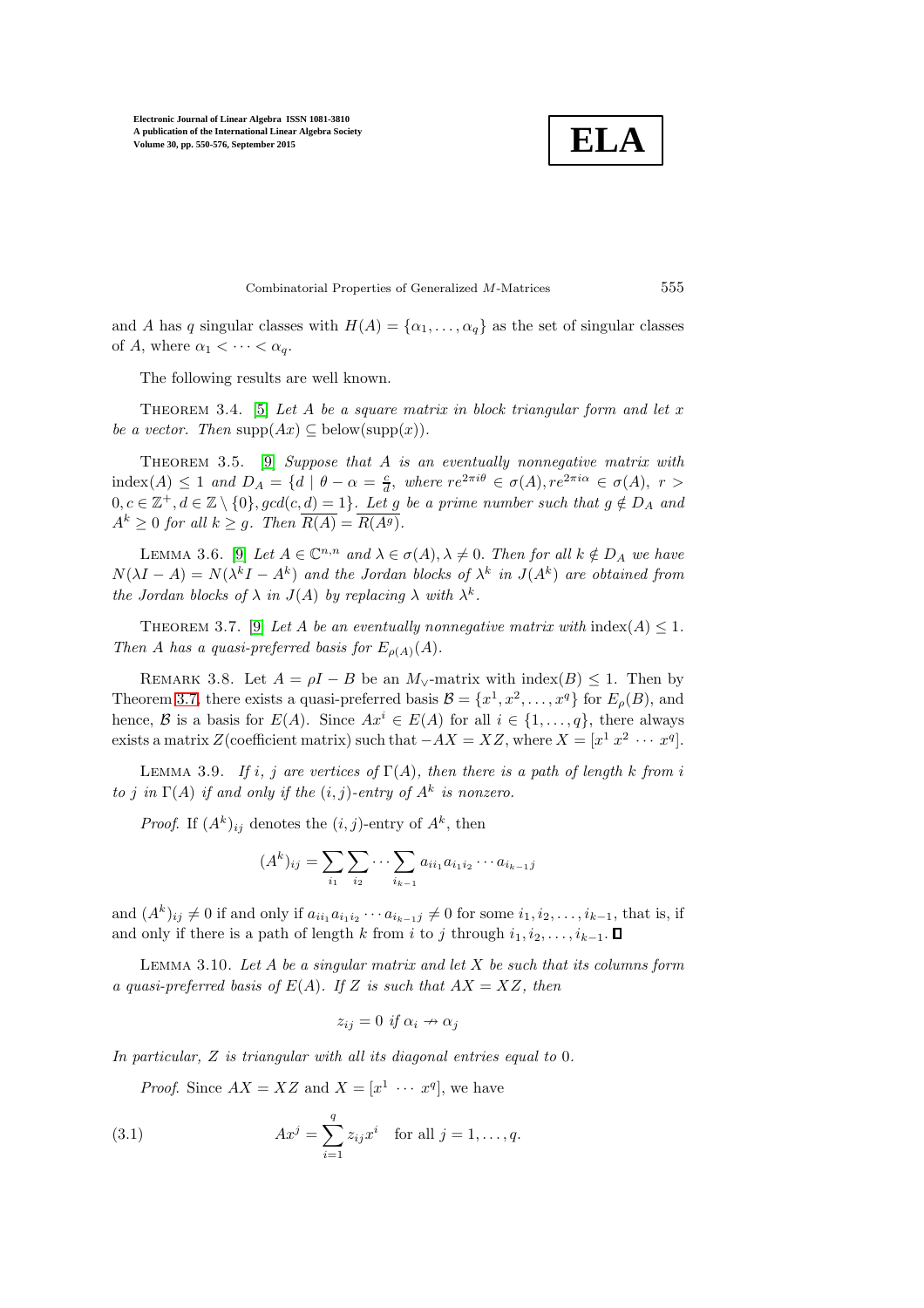and $A$ has $q$ singular classes with $H(A) = \{\alpha_1, \ldots, \alpha_q\}$ as the set of singular classes of $A$, where $\alpha_1 < \cdots < \alpha_q$.

The following results are well known.

Theorem 3.4. [5] *Let $A$ be a square matrix in block triangular form and let $x$ be a vector. Then* $\text{supp}(Ax) \subseteq \text{below}(\text{supp}(x))$.

Theorem 3.5. [9] *Suppose that $A$ is an eventually nonnegative matrix with* $\text{index}(A) \leq 1$ *and* $D_A = \{d \mid \theta - \alpha = \frac{c}{d}, \text{ where } re^{2\pi i\theta} \in \sigma(A), re^{2\pi i\alpha} \in \sigma(A), \ r > 0, c \in \mathbb{Z}^+, d \in \mathbb{Z} \setminus \{0\}, gcd(c,d) = 1\}$*. Let $g$ be a prime number such that $g \notin D_A$ and $A^k \geq 0$ for all $k \geq g$. Then* $\overline{R(A)} = \overline{R(A^g)}$.

Lemma 3.6. [9] *Let $A \in \mathbb{C}^{n,n}$ and $\lambda \in \sigma(A), \lambda \neq 0$. Then for all $k \notin D_A$ we have $N(\lambda I - A) = N(\lambda^k I - A^k)$ and the Jordan blocks of $\lambda^k$ in $J(A^k)$ are obtained from the Jordan blocks of $\lambda$ in $J(A)$ by replacing $\lambda$ with $\lambda^k$.*

Theorem 3.7. [9] *Let $A$ be an eventually nonnegative matrix with* $\text{index}(A) \leq 1$*. Then $A$ has a quasi-preferred basis for $E_{\rho(A)}(A)$.*

Remark 3.8. Let $A = \rho I - B$ be an $M_\vee$-matrix with $\text{index}(B) \leq 1$. Then by Theorem 3.7, there exists a quasi-preferred basis $\mathcal{B} = \{x^1, x^2, \ldots, x^q\}$ for $E_\rho(B)$, and hence, $\mathcal{B}$ is a basis for $E(A)$. Since $Ax^i \in E(A)$ for all $i \in \{1, \ldots, q\}$, there always exists a matrix $Z$(coefficient matrix) such that $-AX = XZ$, where $X = [x^1 \ x^2 \ \cdots \ x^q]$.

Lemma 3.9. *If $i$, $j$ are vertices of $\Gamma(A)$, then there is a path of length $k$ from $i$ to $j$ in $\Gamma(A)$ if and only if the $(i,j)$-entry of $A^k$ is nonzero.*

*Proof.* If $(A^k)_{ij}$ denotes the $(i,j)$-entry of $A^k$, then

$$(A^k)_{ij} = \sum_{i_1} \sum_{i_2} \cdots \sum_{i_{k-1}} a_{ii_1} a_{i_1 i_2} \cdots a_{i_{k-1} j}$$

and $(A^k)_{ij} \neq 0$ if and only if $a_{ii_1} a_{i_1 i_2} \cdots a_{i_{k-1} j} \neq 0$ for some $i_1, i_2, \ldots, i_{k-1}$, that is, if and only if there is a path of length $k$ from $i$ to $j$ through $i_1, i_2, \ldots, i_{k-1}$. ∎

Lemma 3.10. *Let $A$ be a singular matrix and let $X$ be such that its columns form a quasi-preferred basis of $E(A)$. If $Z$ is such that $AX = XZ$, then*

$$z_{ij} = 0 \text{ if } \alpha_i \nrightarrow \alpha_j$$

*In particular, $Z$ is triangular with all its diagonal entries equal to* 0.

*Proof.* Since $AX = XZ$ and $X = [x^1 \ \cdots \ x^q]$, we have

$$Ax^j = \sum_{i=1}^{q} z_{ij} x^i \quad \text{for all } j = 1, \ldots, q. \tag{3.1}$$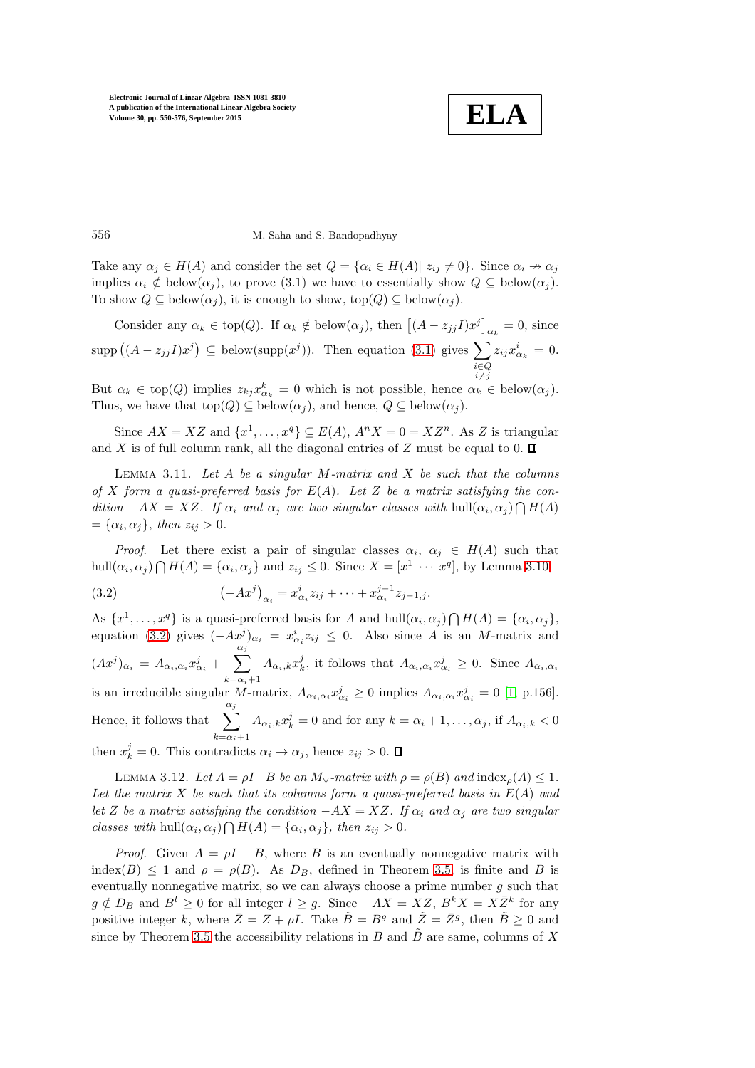Take any $\alpha_j \in H(A)$ and consider the set $Q = \{\alpha_i \in H(A) |\ z_{ij} \neq 0\}$. Since $\alpha_i \nrightarrow \alpha_j$ implies $\alpha_i \notin \text{below}(\alpha_j)$, to prove (3.1) we have to essentially show $Q \subseteq \text{below}(\alpha_j)$. To show $Q \subseteq \text{below}(\alpha_j)$, it is enough to show, $\text{top}(Q) \subseteq \text{below}(\alpha_j)$.

Consider any $\alpha_k \in \text{top}(Q)$. If $\alpha_k \notin \text{below}(\alpha_j)$, then $\left[(A - z_{jj}I)x^j\right]_{\alpha_k} = 0$, since $\text{supp}\left((A - z_{jj}I)x^j\right) \subseteq \text{below}(\text{supp}(x^j))$. Then equation (3.1) gives $\sum_{\substack{i \in Q \\ i \neq j}} z_{ij}x^i_{\alpha_k} = 0$. But $\alpha_k \in \text{top}(Q)$ implies $z_{kj}x^k_{\alpha_k} = 0$ which is not possible, hence $\alpha_k \in \text{below}(\alpha_j)$. Thus, we have that $\text{top}(Q) \subseteq \text{below}(\alpha_j)$, and hence, $Q \subseteq \text{below}(\alpha_j)$.

Since $AX = XZ$ and $\{x^1, \ldots, x^q\} \subseteq E(A)$, $A^n X = 0 = XZ^n$. As $Z$ is triangular and $X$ is of full column rank, all the diagonal entries of $Z$ must be equal to 0. ∎

LEMMA 3.11. *Let $A$ be a singular $M$-matrix and $X$ be such that the columns of $X$ form a quasi-preferred basis for $E(A)$. Let $Z$ be a matrix satisfying the condition $-AX = XZ$. If $\alpha_i$ and $\alpha_j$ are two singular classes with* $\text{hull}(\alpha_i, \alpha_j) \bigcap H(A)$ $= \{\alpha_i, \alpha_j\}$, *then $z_{ij} > 0$.*

*Proof.* Let there exist a pair of singular classes $\alpha_i,\ \alpha_j \in H(A)$ such that $\text{hull}(\alpha_i, \alpha_j) \bigcap H(A) = \{\alpha_i, \alpha_j\}$ and $z_{ij} \leq 0$. Since $X = [x^1 \ \cdots \ x^q]$, by Lemma 3.10,

$$\left(-Ax^j\right)_{\alpha_i} = x^i_{\alpha_i} z_{ij} + \cdots + x^{j-1}_{\alpha_i} z_{j-1,j}. \tag{3.2}$$

As $\{x^1, \ldots, x^q\}$ is a quasi-preferred basis for $A$ and $\text{hull}(\alpha_i, \alpha_j) \bigcap H(A) = \{\alpha_i, \alpha_j\}$, equation (3.2) gives $(-Ax^j)_{\alpha_i} = x^i_{\alpha_i} z_{ij} \leq 0$. Also since $A$ is an $M$-matrix and $(Ax^j)_{\alpha_i} = A_{\alpha_i,\alpha_i} x^j_{\alpha_i} + \sum_{k=\alpha_i+1}^{\alpha_j} A_{\alpha_i,k} x^j_k$, it follows that $A_{\alpha_i,\alpha_i} x^j_{\alpha_i} \geq 0$. Since $A_{\alpha_i,\alpha_i}$ is an irreducible singular $M$-matrix, $A_{\alpha_i,\alpha_i} x^j_{\alpha_i} \geq 0$ implies $A_{\alpha_i,\alpha_i} x^j_{\alpha_i} = 0$ [1, p.156]. Hence, it follows that $\sum_{k=\alpha_i+1}^{\alpha_j} A_{\alpha_i,k} x^j_k = 0$ and for any $k = \alpha_i + 1, \ldots, \alpha_j$, if $A_{\alpha_i,k} < 0$ then $x^j_k = 0$. This contradicts $\alpha_i \rightarrow \alpha_j$, hence $z_{ij} > 0$. ∎

LEMMA 3.12. *Let $A = \rho I - B$ be an $M_\vee$-matrix with $\rho = \rho(B)$ and $\text{index}_\rho(A) \leq 1$. Let the matrix $X$ be such that its columns form a quasi-preferred basis in $E(A)$ and let $Z$ be a matrix satisfying the condition $-AX = XZ$. If $\alpha_i$ and $\alpha_j$ are two singular classes with $\text{hull}(\alpha_i, \alpha_j) \bigcap H(A) = \{\alpha_i, \alpha_j\}$, then $z_{ij} > 0$.*

*Proof.* Given $A = \rho I - B$, where $B$ is an eventually nonnegative matrix with $\text{index}(B) \leq 1$ and $\rho = \rho(B)$. As $D_B$, defined in Theorem 3.5, is finite and $B$ is eventually nonnegative matrix, so we can always choose a prime number $g$ such that $g \notin D_B$ and $B^l \geq 0$ for all integer $l \geq g$. Since $-AX = XZ$, $B^k X = X\bar{Z}^k$ for any positive integer $k$, where $\bar{Z} = Z + \rho I$. Take $\tilde{B} = B^g$ and $\tilde{Z} = \bar{Z}^g$, then $\tilde{B} \geq 0$ and since by Theorem 3.5 the accessibility relations in $B$ and $\tilde{B}$ are same, columns of $X$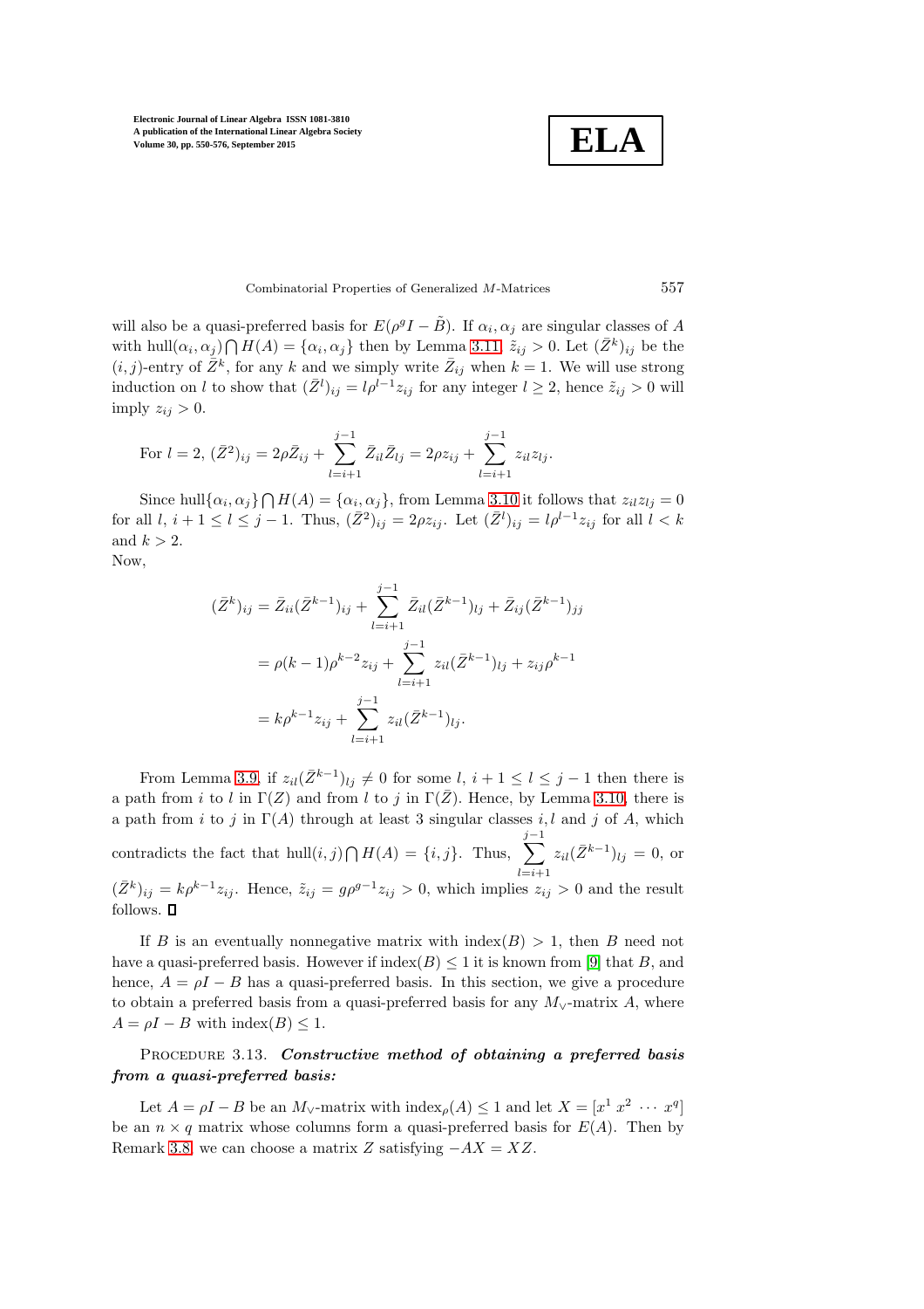will also be a quasi-preferred basis for $E(\rho^g I - \tilde{B})$. If $\alpha_i, \alpha_j$ are singular classes of $A$ with $\text{hull}(\alpha_i, \alpha_j) \bigcap H(A) = \{\alpha_i, \alpha_j\}$ then by Lemma 3.11, $\tilde{z}_{ij} > 0$. Let $(\bar{Z}^k)_{ij}$ be the $(i,j)$-entry of $\bar{Z}^k$, for any $k$ and we simply write $\bar{Z}_{ij}$ when $k = 1$. We will use strong induction on $l$ to show that $(\bar{Z}^l)_{ij} = l\rho^{l-1} z_{ij}$ for any integer $l \geq 2$, hence $\tilde{z}_{ij} > 0$ will imply $z_{ij} > 0$.

$$\text{For } l = 2,\ (\bar{Z}^2)_{ij} = 2\rho \bar{Z}_{ij} + \sum_{l=i+1}^{j-1} \bar{Z}_{il}\bar{Z}_{lj} = 2\rho z_{ij} + \sum_{l=i+1}^{j-1} z_{il} z_{lj}.$$

Since $\text{hull}\{\alpha_i, \alpha_j\} \bigcap H(A) = \{\alpha_i, \alpha_j\}$, from Lemma 3.10 it follows that $z_{il} z_{lj} = 0$ for all $l$, $i+1 \leq l \leq j-1$. Thus, $(\bar{Z}^2)_{ij} = 2\rho z_{ij}$. Let $(\bar{Z}^l)_{ij} = l\rho^{l-1} z_{ij}$ for all $l < k$ and $k > 2$.
Now,

$$\begin{aligned}
(\bar{Z}^k)_{ij} &= \bar{Z}_{ii}(\bar{Z}^{k-1})_{ij} + \sum_{l=i+1}^{j-1} \bar{Z}_{il}(\bar{Z}^{k-1})_{lj} + \bar{Z}_{ij}(\bar{Z}^{k-1})_{jj} \\
&= \rho(k-1)\rho^{k-2} z_{ij} + \sum_{l=i+1}^{j-1} z_{il}(\bar{Z}^{k-1})_{lj} + z_{ij}\rho^{k-1} \\
&= k\rho^{k-1} z_{ij} + \sum_{l=i+1}^{j-1} z_{il}(\bar{Z}^{k-1})_{lj}.
\end{aligned}$$

From Lemma 3.9, if $z_{il}(\bar{Z}^{k-1})_{lj} \neq 0$ for some $l$, $i+1 \leq l \leq j-1$ then there is a path from $i$ to $l$ in $\Gamma(Z)$ and from $l$ to $j$ in $\Gamma(\bar{Z})$. Hence, by Lemma 3.10, there is a path from $i$ to $j$ in $\Gamma(A)$ through at least 3 singular classes $i, l$ and $j$ of $A$, which contradicts the fact that $\text{hull}(i,j) \bigcap H(A) = \{i, j\}$. Thus, $\sum_{l=i+1}^{j-1} z_{il}(\bar{Z}^{k-1})_{lj} = 0$, or $(\bar{Z}^k)_{ij} = k\rho^{k-1} z_{ij}$. Hence, $\tilde{z}_{ij} = g\rho^{g-1} z_{ij} > 0$, which implies $z_{ij} > 0$ and the result follows. ∎

If $B$ is an eventually nonnegative matrix with $\text{index}(B) > 1$, then $B$ need not have a quasi-preferred basis. However if $\text{index}(B) \leq 1$ it is known from [9] that $B$, and hence, $A = \rho I - B$ has a quasi-preferred basis. In this section, we give a procedure to obtain a preferred basis from a quasi-preferred basis for any $M_\vee$-matrix $A$, where $A = \rho I - B$ with $\text{index}(B) \leq 1$.

Procedure 3.13. ***Constructive method of obtaining a preferred basis from a quasi-preferred basis:***

Let $A = \rho I - B$ be an $M_\vee$-matrix with $\text{index}_\rho(A) \leq 1$ and let $X = [x^1\ x^2\ \cdots\ x^q]$ be an $n \times q$ matrix whose columns form a quasi-preferred basis for $E(A)$. Then by Remark 3.8, we can choose a matrix $Z$ satisfying $-AX = XZ$.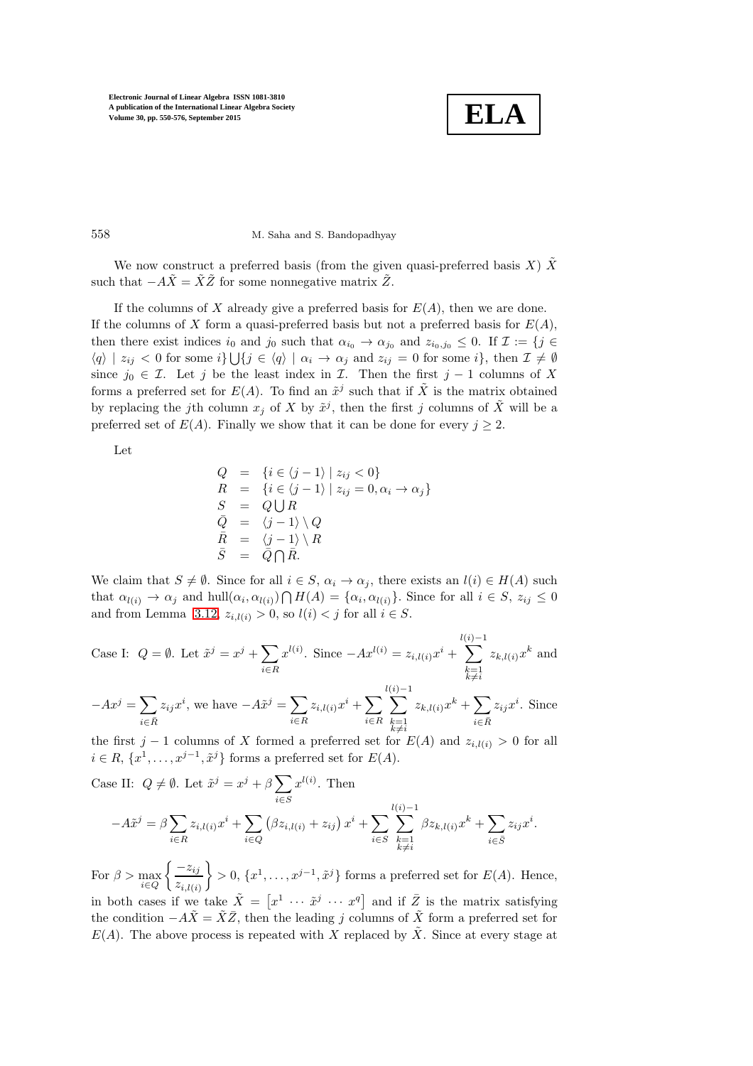We now construct a preferred basis (from the given quasi-preferred basis $X$) $\tilde{X}$ such that $-A\tilde{X} = \tilde{X}\tilde{Z}$ for some nonnegative matrix $\tilde{Z}$.

If the columns of $X$ already give a preferred basis for $E(A)$, then we are done. If the columns of $X$ form a quasi-preferred basis but not a preferred basis for $E(A)$, then there exist indices $i_0$ and $j_0$ such that $\alpha_{i_0} \to \alpha_{j_0}$ and $z_{i_0,j_0} \leq 0$. If $\mathcal{I} := \{j \in \langle q \rangle \mid z_{ij} < 0 \text{ for some } i\} \bigcup \{j \in \langle q \rangle \mid \alpha_i \to \alpha_j \text{ and } z_{ij} = 0 \text{ for some } i\}$, then $\mathcal{I} \neq \emptyset$ since $j_0 \in \mathcal{I}$. Let $j$ be the least index in $\mathcal{I}$. Then the first $j-1$ columns of $X$ forms a preferred set for $E(A)$. To find an $\tilde{x}^j$ such that if $\tilde{X}$ is the matrix obtained by replacing the $j$th column $x_j$ of $X$ by $\tilde{x}^j$, then the first $j$ columns of $\tilde{X}$ will be a preferred set of $E(A)$. Finally we show that it can be done for every $j \geq 2$.

Let

$$
\begin{aligned}
Q &= \{i \in \langle j-1 \rangle \mid z_{ij} < 0\} \\
R &= \{i \in \langle j-1 \rangle \mid z_{ij} = 0, \alpha_i \to \alpha_j\} \\
S &= Q \bigcup R \\
\bar{Q} &= \langle j-1 \rangle \setminus Q \\
\bar{R} &= \langle j-1 \rangle \setminus R \\
\bar{S} &= \bar{Q} \bigcap \bar{R}.
\end{aligned}
$$

We claim that $S \neq \emptyset$. Since for all $i \in S$, $\alpha_i \to \alpha_j$, there exists an $l(i) \in H(A)$ such that $\alpha_{l(i)} \to \alpha_j$ and $\text{hull}(\alpha_i, \alpha_{l(i)}) \bigcap H(A) = \{\alpha_i, \alpha_{l(i)}\}$. Since for all $i \in S$, $z_{ij} \leq 0$ and from Lemma 3.12, $z_{i,l(i)} > 0$, so $l(i) < j$ for all $i \in S$.

Case I: $Q = \emptyset$. Let $\tilde{x}^j = x^j + \sum_{i \in R} x^{l(i)}$. Since $-Ax^{l(i)} = z_{i,l(i)}x^i + \sum_{\substack{k=1 \\ k \neq i}}^{l(i)-1} z_{k,l(i)}x^k$ and $-Ax^j = \sum_{i \in \bar{R}} z_{ij}x^i$, we have $-A\tilde{x}^j = \sum_{i \in R} z_{i,l(i)}x^i + \sum_{i \in R} \sum_{\substack{k=1 \\ k \neq i}}^{l(i)-1} z_{k,l(i)}x^k + \sum_{i \in \bar{R}} z_{ij}x^i$. Since the first $j-1$ columns of $X$ formed a preferred set for $E(A)$ and $z_{i,l(i)} > 0$ for all $i \in R$, $\{x^1, \ldots, x^{j-1}, \tilde{x}^j\}$ forms a preferred set for $E(A)$.

Case II: $Q \neq \emptyset$. Let $\tilde{x}^j = x^j + \beta \sum_{i \in S} x^{l(i)}$. Then

$$
-A\tilde{x}^j = \beta \sum_{i \in R} z_{i,l(i)}x^i + \sum_{i \in Q} \left(\beta z_{i,l(i)} + z_{ij}\right) x^i + \sum_{i \in S} \sum_{\substack{k=1 \\ k \neq i}}^{l(i)-1} \beta z_{k,l(i)}x^k + \sum_{i \in \bar{S}} z_{ij}x^i.
$$

For $\beta > \max_{i \in Q} \left\{ \frac{-z_{ij}}{z_{i,l(i)}} \right\} > 0$, $\{x^1, \ldots, x^{j-1}, \tilde{x}^j\}$ forms a preferred set for $E(A)$. Hence, in both cases if we take $\tilde{X} = \begin{bmatrix} x^1 & \cdots & \tilde{x}^j & \cdots & x^q \end{bmatrix}$ and if $\bar{Z}$ is the matrix satisfying the condition $-A\tilde{X} = \tilde{X}\bar{Z}$, then the leading $j$ columns of $\tilde{X}$ form a preferred set for $E(A)$. The above process is repeated with $X$ replaced by $\tilde{X}$. Since at every stage at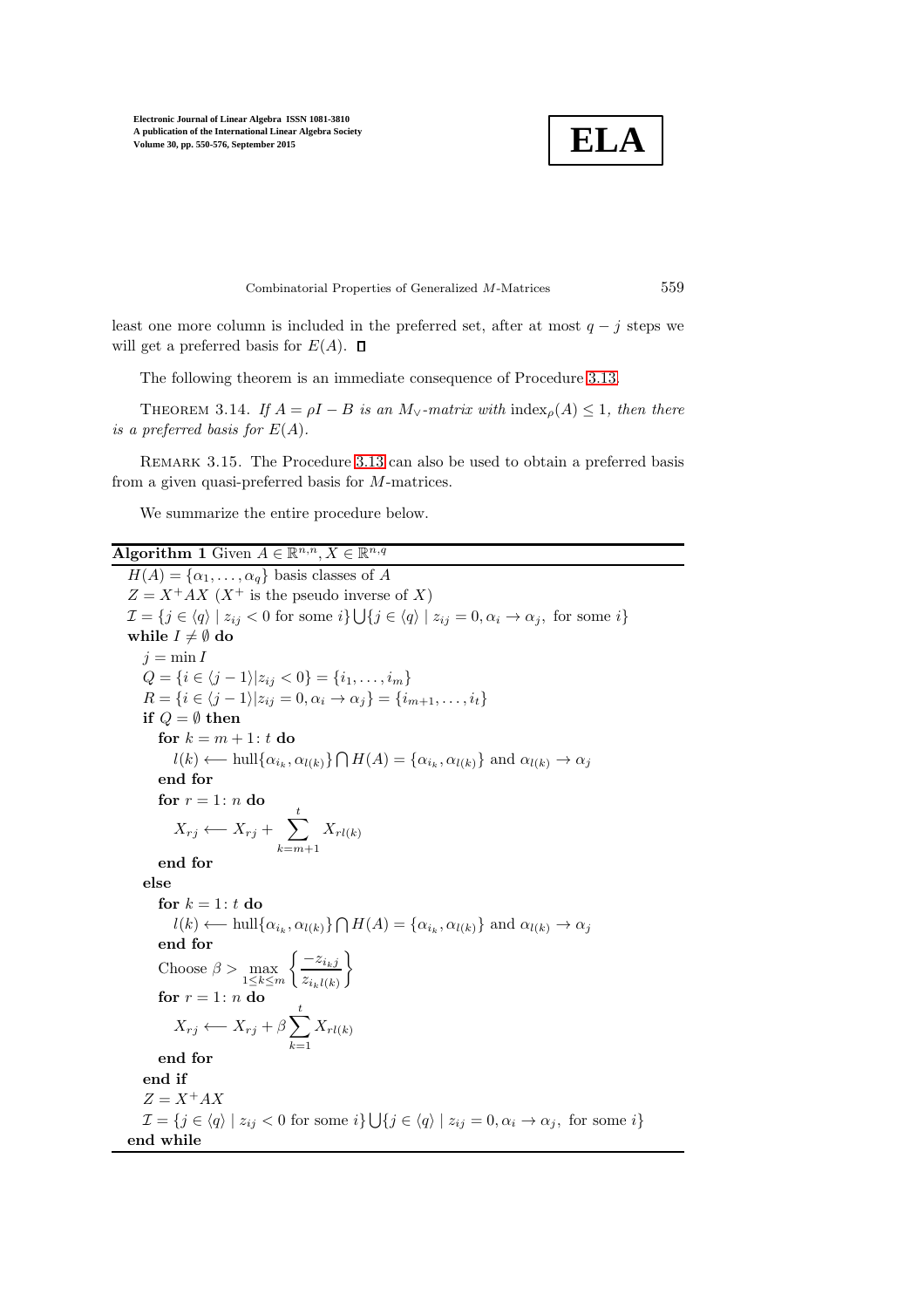least one more column is included in the preferred set, after at most $q - j$ steps we will get a preferred basis for $E(A)$. ∎

The following theorem is an immediate consequence of Procedure 3.13.

Theorem 3.14. *If $A = \rho I - B$ is an $M_\vee$-matrix with $\text{index}_\rho(A) \leq 1$, then there is a preferred basis for $E(A)$.*

Remark 3.15. The Procedure 3.13 can also be used to obtain a preferred basis from a given quasi-preferred basis for $M$-matrices.

We summarize the entire procedure below.

**Algorithm 1** Given $A \in \mathbb{R}^{n,n}, X \in \mathbb{R}^{n,q}$

```
H(A) = {α_1, ..., α_q} basis classes of A
Z = X^+ A X   (X^+ is the pseudo inverse of X)
I = {j ∈ ⟨q⟩ | z_ij < 0 for some i} ⋃ {j ∈ ⟨q⟩ | z_ij = 0, α_i → α_j, for some i}
while I ≠ ∅ do
  j = min I
  Q = {i ∈ ⟨j−1⟩ | z_ij < 0} = {i_1, ..., i_m}
  R = {i ∈ ⟨j−1⟩ | z_ij = 0, α_i → α_j} = {i_{m+1}, ..., i_t}
  if Q = ∅ then
    for k = m+1 : t do
      l(k) ⟵ hull{α_{i_k}, α_{l(k)}} ⋂ H(A) = {α_{i_k}, α_{l(k)}} and α_{l(k)} → α_j
    end for
    for r = 1 : n do
      X_rj ⟵ X_rj + Σ_{k=m+1}^{t} X_{r l(k)}
    end for
  else
    for k = 1 : t do
      l(k) ⟵ hull{α_{i_k}, α_{l(k)}} ⋂ H(A) = {α_{i_k}, α_{l(k)}} and α_{l(k)} → α_j
    end for
    Choose β > max_{1≤k≤m} { −z_{i_k j} / z_{i_k l(k)} }
    for r = 1 : n do
      X_rj ⟵ X_rj + β Σ_{k=1}^{t} X_{r l(k)}
    end for
  end if
  Z = X^+ A X
  I = {j ∈ ⟨q⟩ | z_ij < 0 for some i} ⋃ {j ∈ ⟨q⟩ | z_ij = 0, α_i → α_j, for some i}
end while
```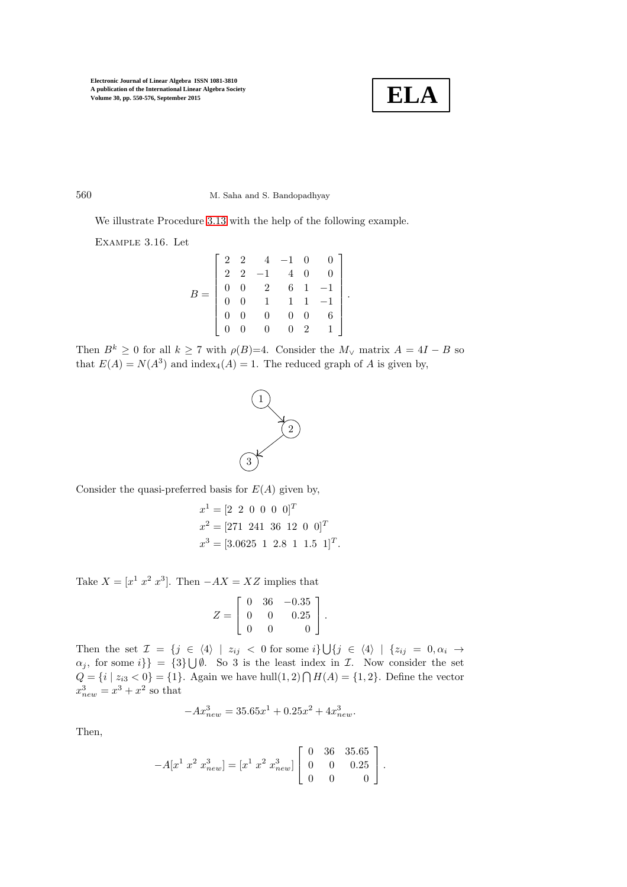We illustrate Procedure 3.13 with the help of the following example.

Example 3.16. Let

$$B = \begin{bmatrix} 2 & 2 & 4 & -1 & 0 & 0 \\ 2 & 2 & -1 & 4 & 0 & 0 \\ 0 & 0 & 2 & 6 & 1 & -1 \\ 0 & 0 & 1 & 1 & 1 & -1 \\ 0 & 0 & 0 & 0 & 0 & 6 \\ 0 & 0 & 0 & 0 & 2 & 1 \end{bmatrix}.$$

Then $B^k \geq 0$ for all $k \geq 7$ with $\rho(B)$=4. Consider the $M_\vee$ matrix $A = 4I - B$ so that $E(A) = N(A^3)$ and $\text{index}_4(A) = 1$. The reduced graph of $A$ is given by,

$$1 \rightarrow 2 \rightarrow 3$$

Consider the quasi-preferred basis for $E(A)$ given by,

$$x^1 = [2 \ \ 2 \ \ 0 \ \ 0 \ \ 0 \ \ 0]^T$$
$$x^2 = [271 \ \ 241 \ \ 36 \ \ 12 \ \ 0 \ \ 0]^T$$
$$x^3 = [3.0625 \ \ 1 \ \ 2.8 \ \ 1 \ \ 1.5 \ \ 1]^T.$$

Take $X = [x^1 \ x^2 \ x^3]$. Then $-AX = XZ$ implies that

$$Z = \begin{bmatrix} 0 & 36 & -0.35 \\ 0 & 0 & 0.25 \\ 0 & 0 & 0 \end{bmatrix}.$$

Then the set $\mathcal{I} = \{j \in \langle 4 \rangle \mid z_{ij} < 0 \text{ for some } i\} \bigcup \{j \in \langle 4 \rangle \mid \{z_{ij} = 0, \alpha_i \to \alpha_j, \text{ for some } i\}\} = \{3\} \bigcup \emptyset$. So 3 is the least index in $\mathcal{I}$. Now consider the set $Q = \{i \mid z_{i3} < 0\} = \{1\}$. Again we have $\text{hull}(1,2) \bigcap H(A) = \{1,2\}$. Define the vector $x^3_{new} = x^3 + x^2$ so that

$$-Ax^3_{new} = 35.65x^1 + 0.25x^2 + 4x^3_{new}.$$

Then,

$$-A[x^1 \ x^2 \ x^3_{new}] = [x^1 \ x^2 \ x^3_{new}] \begin{bmatrix} 0 & 36 & 35.65 \\ 0 & 0 & 0.25 \\ 0 & 0 & 0 \end{bmatrix}.$$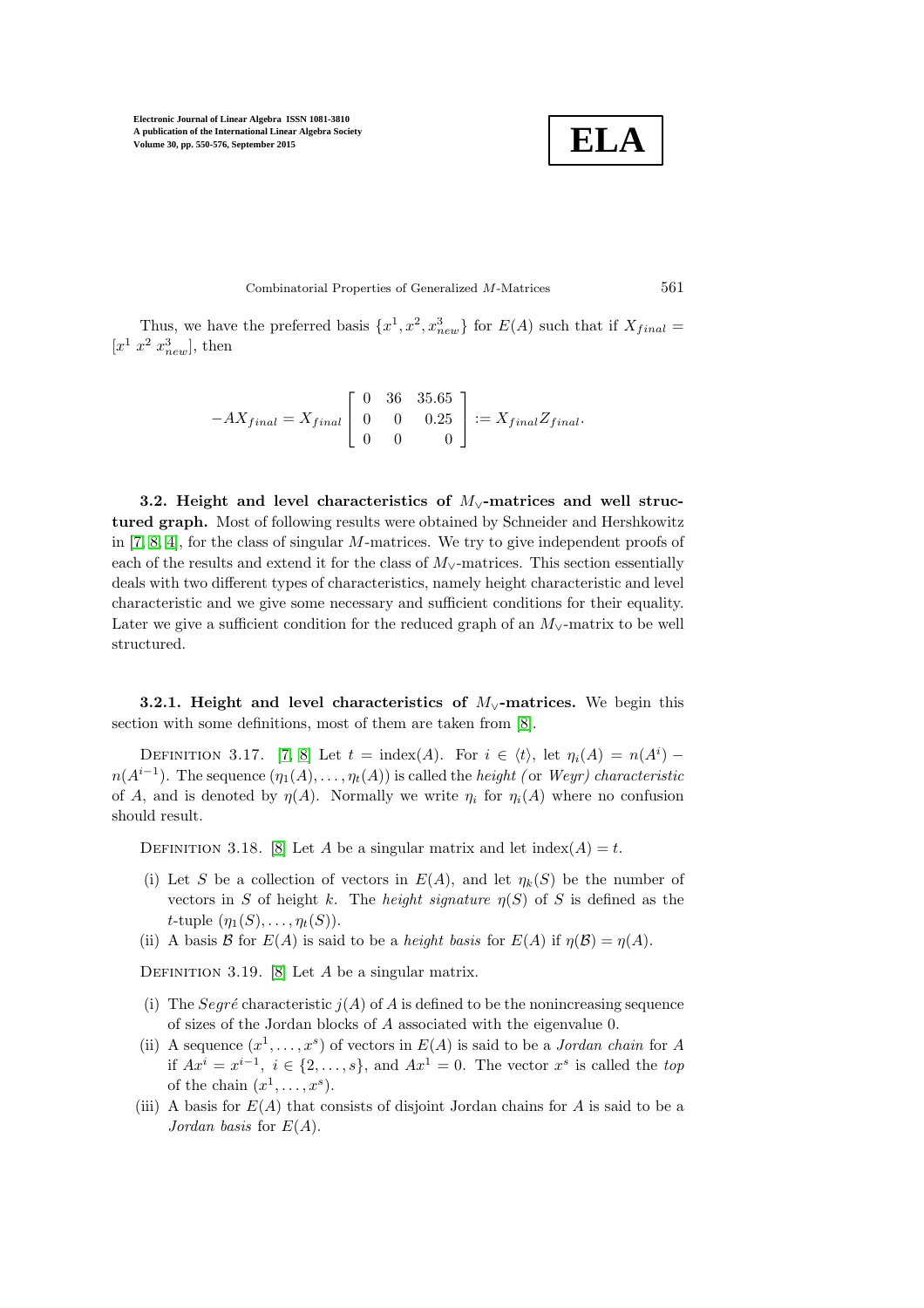Thus, we have the preferred basis $\{x^1, x^2, x^3_{new}\}$ for $E(A)$ such that if $X_{final} = [x^1 \; x^2 \; x^3_{new}]$, then

$$-AX_{final} = X_{final} \begin{bmatrix} 0 & 36 & 35.65 \\ 0 & 0 & 0.25 \\ 0 & 0 & 0 \end{bmatrix} := X_{final} Z_{final}.$$

**3.2. Height and level characteristics of $M_\vee$-matrices and well structured graph.** Most of following results were obtained by Schneider and Hershkowitz in [7, 8, 4], for the class of singular $M$-matrices. We try to give independent proofs of each of the results and extend it for the class of $M_\vee$-matrices. This section essentially deals with two different types of characteristics, namely height characteristic and level characteristic and we give some necessary and sufficient conditions for their equality. Later we give a sufficient condition for the reduced graph of an $M_\vee$-matrix to be well structured.

**3.2.1. Height and level characteristics of $M_\vee$-matrices.** We begin this section with some definitions, most of them are taken from [8].

Definition 3.17. [7, 8] Let $t = \text{index}(A)$. For $i \in \langle t \rangle$, let $\eta_i(A) = n(A^i) - n(A^{i-1})$. The sequence $(\eta_1(A), \ldots, \eta_t(A))$ is called the *height (* or *Weyr) characteristic* of $A$, and is denoted by $\eta(A)$. Normally we write $\eta_i$ for $\eta_i(A)$ where no confusion should result.

Definition 3.18. [8] Let $A$ be a singular matrix and let $\text{index}(A) = t$.

- (i) Let $S$ be a collection of vectors in $E(A)$, and let $\eta_k(S)$ be the number of vectors in $S$ of height $k$. The *height signature* $\eta(S)$ of $S$ is defined as the $t$-tuple $(\eta_1(S), \ldots, \eta_t(S))$.
- (ii) A basis $\mathcal{B}$ for $E(A)$ is said to be a *height basis* for $E(A)$ if $\eta(\mathcal{B}) = \eta(A)$.

Definition 3.19. [8] Let $A$ be a singular matrix.

- (i) The *Segré* characteristic $j(A)$ of $A$ is defined to be the nonincreasing sequence of sizes of the Jordan blocks of $A$ associated with the eigenvalue 0.
- (ii) A sequence $(x^1, \ldots, x^s)$ of vectors in $E(A)$ is said to be a *Jordan chain* for $A$ if $Ax^i = x^{i-1}$, $i \in \{2, \ldots, s\}$, and $Ax^1 = 0$. The vector $x^s$ is called the *top* of the chain $(x^1, \ldots, x^s)$.
- (iii) A basis for $E(A)$ that consists of disjoint Jordan chains for $A$ is said to be a *Jordan basis* for $E(A)$.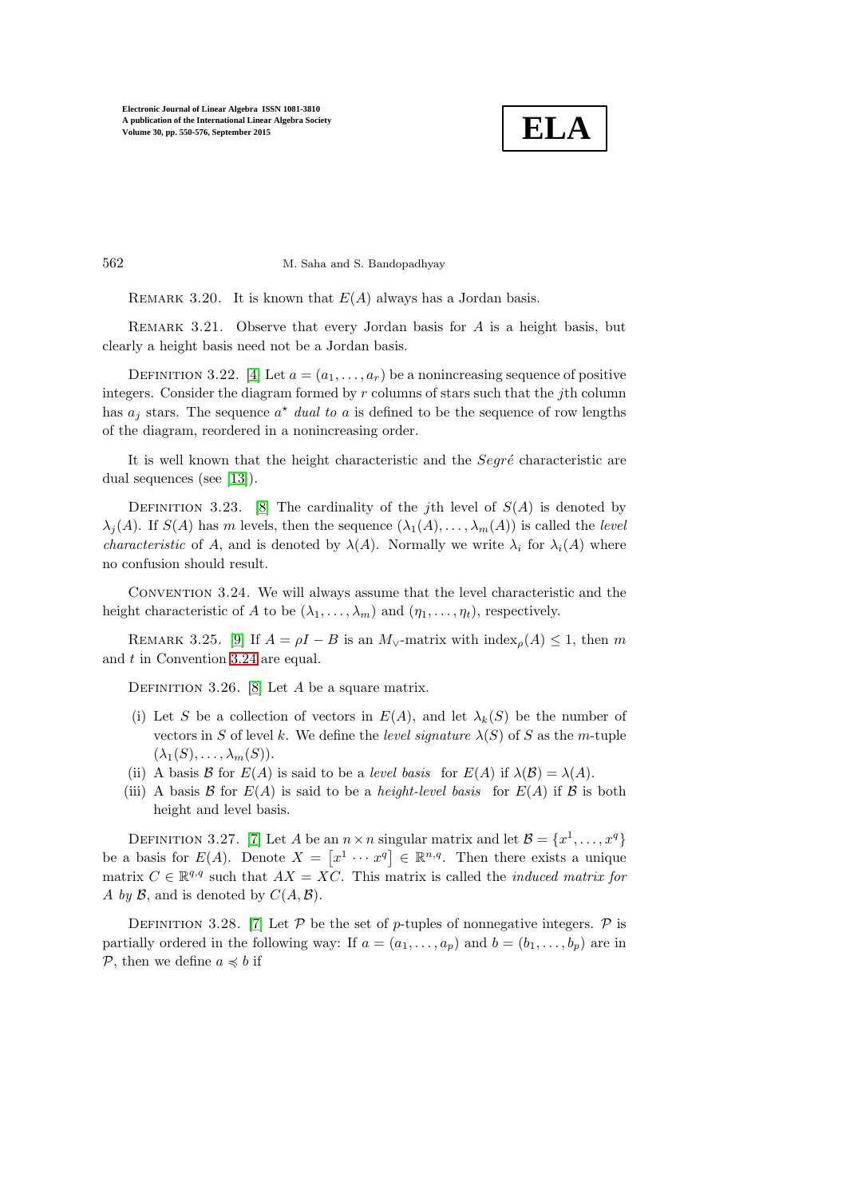Remark 3.20. It is known that $E(A)$ always has a Jordan basis.

Remark 3.21. Observe that every Jordan basis for $A$ is a height basis, but clearly a height basis need not be a Jordan basis.

Definition 3.22. [4] Let $a = (a_1, \ldots, a_r)$ be a nonincreasing sequence of positive integers. Consider the diagram formed by $r$ columns of stars such that the $j$th column has $a_j$ stars. The sequence $a^\star$ *dual to* $a$ is defined to be the sequence of row lengths of the diagram, reordered in a nonincreasing order.

It is well known that the height characteristic and the *Segré* characteristic are dual sequences (see [13]).

Definition 3.23. [8] The cardinality of the $j$th level of $S(A)$ is denoted by $\lambda_j(A)$. If $S(A)$ has $m$ levels, then the sequence $(\lambda_1(A), \ldots, \lambda_m(A))$ is called the *level characteristic* of $A$, and is denoted by $\lambda(A)$. Normally we write $\lambda_i$ for $\lambda_i(A)$ where no confusion should result.

Convention 3.24. We will always assume that the level characteristic and the height characteristic of $A$ to be $(\lambda_1, \ldots, \lambda_m)$ and $(\eta_1, \ldots, \eta_t)$, respectively.

Remark 3.25. [9] If $A = \rho I - B$ is an $M_\vee$-matrix with $\text{index}_\rho(A) \leq 1$, then $m$ and $t$ in Convention 3.24 are equal.

Definition 3.26. [8] Let $A$ be a square matrix.

- (i) Let $S$ be a collection of vectors in $E(A)$, and let $\lambda_k(S)$ be the number of vectors in $S$ of level $k$. We define the *level signature* $\lambda(S)$ of $S$ as the $m$-tuple $(\lambda_1(S), \ldots, \lambda_m(S))$.
- (ii) A basis $\mathcal{B}$ for $E(A)$ is said to be a *level basis* for $E(A)$ if $\lambda(\mathcal{B}) = \lambda(A)$.
- (iii) A basis $\mathcal{B}$ for $E(A)$ is said to be a *height-level basis* for $E(A)$ if $\mathcal{B}$ is both height and level basis.

Definition 3.27. [7] Let $A$ be an $n \times n$ singular matrix and let $\mathcal{B} = \{x^1, \ldots, x^q\}$ be a basis for $E(A)$. Denote $X = \left[x^1 \cdots x^q\right] \in \mathbb{R}^{n,q}$. Then there exists a unique matrix $C \in \mathbb{R}^{q,q}$ such that $AX = XC$. This matrix is called the *induced matrix for* $A$ *by* $\mathcal{B}$, and is denoted by $C(A, \mathcal{B})$.

Definition 3.28. [7] Let $\mathcal{P}$ be the set of $p$-tuples of nonnegative integers. $\mathcal{P}$ is partially ordered in the following way: If $a = (a_1, \ldots, a_p)$ and $b = (b_1, \ldots, b_p)$ are in $\mathcal{P}$, then we define $a \preccurlyeq b$ if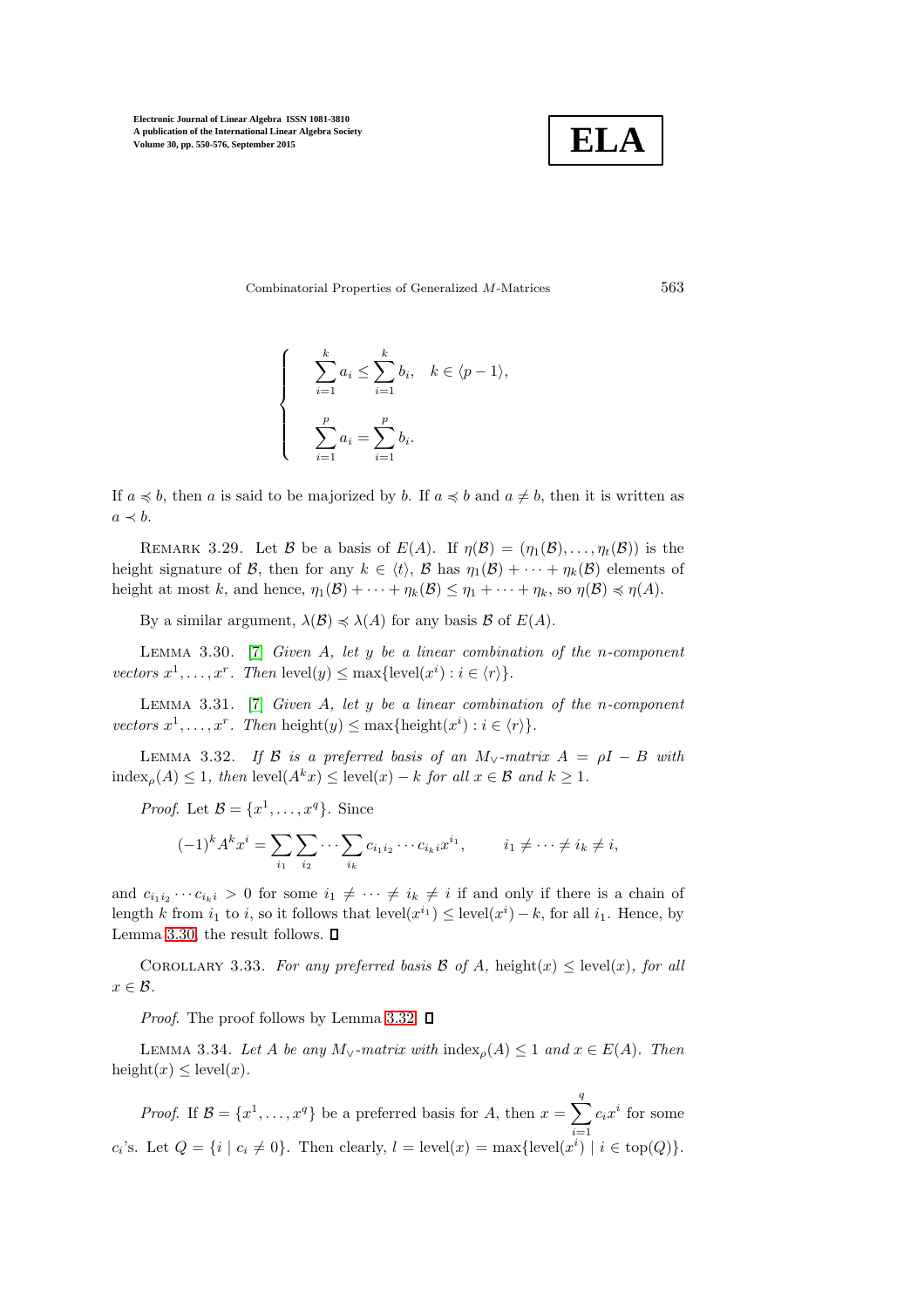$$
\begin{cases}
\displaystyle\sum_{i=1}^{k} a_i \le \sum_{i=1}^{k} b_i, \quad k \in \langle p-1 \rangle, \\
\displaystyle\sum_{i=1}^{p} a_i = \sum_{i=1}^{p} b_i.
\end{cases}
$$

If $a \preccurlyeq b$, then $a$ is said to be majorized by $b$. If $a \preccurlyeq b$ and $a \ne b$, then it is written as $a \prec b$.

REMARK 3.29. Let $\mathcal{B}$ be a basis of $E(A)$. If $\eta(\mathcal{B}) = (\eta_1(\mathcal{B}), \ldots, \eta_t(\mathcal{B}))$ is the height signature of $\mathcal{B}$, then for any $k \in \langle t \rangle$, $\mathcal{B}$ has $\eta_1(\mathcal{B}) + \cdots + \eta_k(\mathcal{B})$ elements of height at most $k$, and hence, $\eta_1(\mathcal{B}) + \cdots + \eta_k(\mathcal{B}) \le \eta_1 + \cdots + \eta_k$, so $\eta(\mathcal{B}) \preccurlyeq \eta(A)$.

By a similar argument, $\lambda(\mathcal{B}) \preccurlyeq \lambda(A)$ for any basis $\mathcal{B}$ of $E(A)$.

LEMMA 3.30. [7] *Given $A$, let $y$ be a linear combination of the $n$-component vectors $x^1, \ldots, x^r$. Then* $\text{level}(y) \le \max\{\text{level}(x^i) : i \in \langle r \rangle\}$.

LEMMA 3.31. [7] *Given $A$, let $y$ be a linear combination of the $n$-component vectors $x^1, \ldots, x^r$. Then* $\text{height}(y) \le \max\{\text{height}(x^i) : i \in \langle r \rangle\}$.

LEMMA 3.32. *If $\mathcal{B}$ is a preferred basis of an $M_\vee$-matrix $A = \rho I - B$ with $\text{index}_\rho(A) \le 1$, then $\text{level}(A^k x) \le \text{level}(x) - k$ for all $x \in \mathcal{B}$ and $k \ge 1$.*

*Proof.* Let $\mathcal{B} = \{x^1, \ldots, x^q\}$. Since

$$
(-1)^k A^k x^i = \sum_{i_1} \sum_{i_2} \cdots \sum_{i_k} c_{i_1 i_2} \cdots c_{i_k i} x^{i_1}, \qquad i_1 \ne \cdots \ne i_k \ne i,
$$

and $c_{i_1 i_2} \cdots c_{i_k i} > 0$ for some $i_1 \ne \cdots \ne i_k \ne i$ if and only if there is a chain of length $k$ from $i_1$ to $i$, so it follows that $\text{level}(x^{i_1}) \le \text{level}(x^i) - k$, for all $i_1$. Hence, by Lemma 3.30, the result follows. ◻

COROLLARY 3.33. *For any preferred basis $\mathcal{B}$ of $A$, $\text{height}(x) \le \text{level}(x)$, for all $x \in \mathcal{B}$.*

*Proof.* The proof follows by Lemma 3.32. ◻

LEMMA 3.34. *Let $A$ be any $M_\vee$-matrix with $\text{index}_\rho(A) \le 1$ and $x \in E(A)$. Then $\text{height}(x) \le \text{level}(x)$.*

*Proof.* If $\mathcal{B} = \{x^1, \ldots, x^q\}$ be a preferred basis for $A$, then $x = \displaystyle\sum_{i=1}^{q} c_i x^i$ for some $c_i$'s. Let $Q = \{i \mid c_i \ne 0\}$. Then clearly, $l = \text{level}(x) = \max\{\text{level}(x^i) \mid i \in \text{top}(Q)\}$.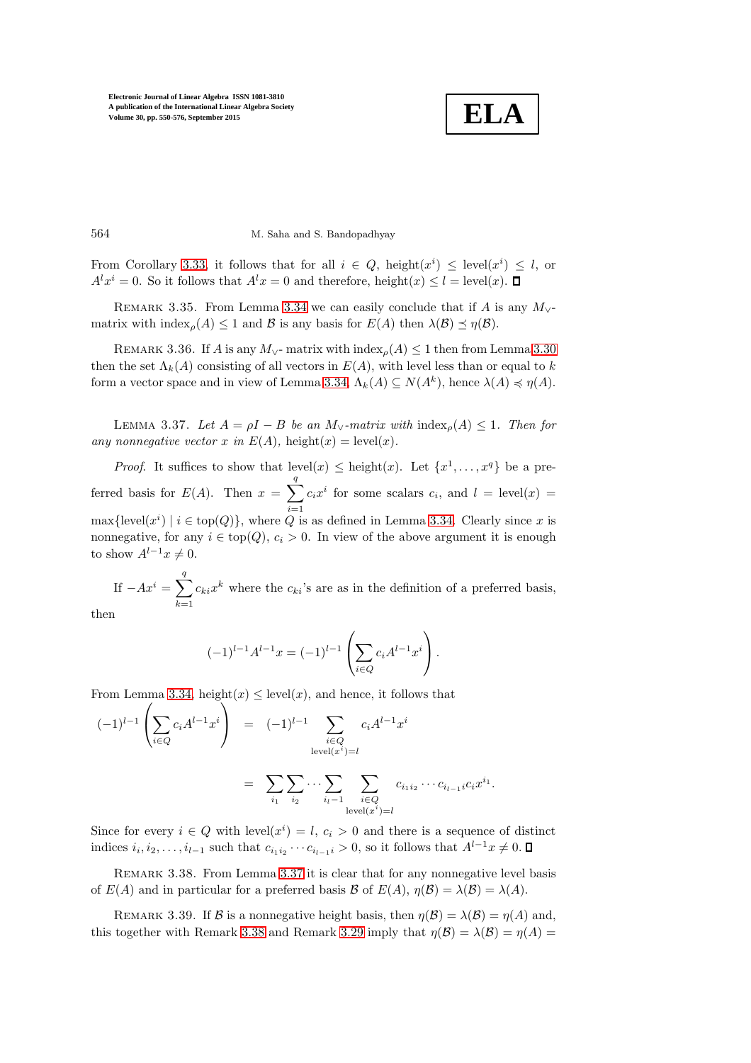From Corollary 3.33, it follows that for all $i \in Q$, $\text{height}(x^i) \leq \text{level}(x^i) \leq l$, or $A^l x^i = 0$. So it follows that $A^l x = 0$ and therefore, $\text{height}(x) \leq l = \text{level}(x)$. ◻

Remark 3.35. From Lemma 3.34 we can easily conclude that if $A$ is any $M_\vee$-matrix with $\text{index}_\rho(A) \leq 1$ and $\mathcal{B}$ is any basis for $E(A)$ then $\lambda(\mathcal{B}) \preceq \eta(\mathcal{B})$.

Remark 3.36. If $A$ is any $M_\vee$- matrix with $\text{index}_\rho(A) \leq 1$ then from Lemma 3.30 then the set $\Lambda_k(A)$ consisting of all vectors in $E(A)$, with level less than or equal to $k$ form a vector space and in view of Lemma 3.34, $\Lambda_k(A) \subseteq N(A^k)$, hence $\lambda(A) \preccurlyeq \eta(A)$.

Lemma 3.37. *Let $A = \rho I - B$ be an $M_\vee$-matrix with $\text{index}_\rho(A) \leq 1$. Then for any nonnegative vector $x$ in $E(A)$, $\text{height}(x) = \text{level}(x)$.*

*Proof.* It suffices to show that $\text{level}(x) \leq \text{height}(x)$. Let $\{x^1, \ldots, x^q\}$ be a preferred basis for $E(A)$. Then $x = \sum_{i=1}^{q} c_i x^i$ for some scalars $c_i$, and $l = \text{level}(x) = \max\{\text{level}(x^i) \mid i \in \text{top}(Q)\}$, where $Q$ is as defined in Lemma 3.34. Clearly since $x$ is nonnegative, for any $i \in \text{top}(Q)$, $c_i > 0$. In view of the above argument it is enough to show $A^{l-1}x \neq 0$.

If $-Ax^i = \sum_{k=1}^{q} c_{ki} x^k$ where the $c_{ki}$'s are as in the definition of a preferred basis, then

$$(-1)^{l-1} A^{l-1} x = (-1)^{l-1} \left( \sum_{i \in Q} c_i A^{l-1} x^i \right).$$

From Lemma 3.34, $\text{height}(x) \leq \text{level}(x)$, and hence, it follows that

$$\begin{aligned}
(-1)^{l-1} \left( \sum_{i \in Q} c_i A^{l-1} x^i \right) &= (-1)^{l-1} \sum_{\substack{i \in Q \\ \text{level}(x^i) = l}} c_i A^{l-1} x^i \\
&= \sum_{i_1} \sum_{i_2} \cdots \sum_{i_{l-1}} \sum_{\substack{i \in Q \\ \text{level}(x^i) = l}} c_{i_1 i_2} \cdots c_{i_{l-1} i} c_i x^{i_1}.
\end{aligned}$$

Since for every $i \in Q$ with $\text{level}(x^i) = l$, $c_i > 0$ and there is a sequence of distinct indices $i_1, i_2, \ldots, i_{l-1}$ such that $c_{i_1 i_2} \cdots c_{i_{l-1} i} > 0$, so it follows that $A^{l-1} x \neq 0$. ◻

Remark 3.38. From Lemma 3.37 it is clear that for any nonnegative level basis of $E(A)$ and in particular for a preferred basis $\mathcal{B}$ of $E(A)$, $\eta(\mathcal{B}) = \lambda(\mathcal{B}) = \lambda(A)$.

Remark 3.39. If $\mathcal{B}$ is a nonnegative height basis, then $\eta(\mathcal{B}) = \lambda(\mathcal{B}) = \eta(A)$ and, this together with Remark 3.38 and Remark 3.29 imply that $\eta(\mathcal{B}) = \lambda(\mathcal{B}) = \eta(A) =$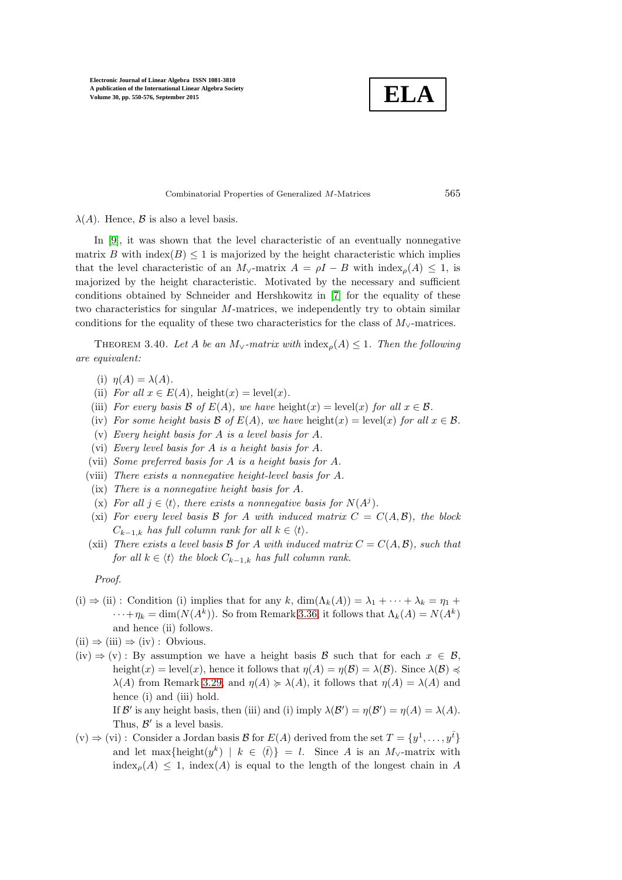$\lambda(A)$. Hence, $\mathcal{B}$ is also a level basis.

In [9], it was shown that the level characteristic of an eventually nonnegative matrix $B$ with $\text{index}(B) \le 1$ is majorized by the height characteristic which implies that the level characteristic of an $M_\vee$-matrix $A = \rho I - B$ with $\text{index}_\rho(A) \le 1$, is majorized by the height characteristic. Motivated by the necessary and sufficient conditions obtained by Schneider and Hershkowitz in [7] for the equality of these two characteristics for singular $M$-matrices, we independently try to obtain similar conditions for the equality of these two characteristics for the class of $M_\vee$-matrices.

THEOREM 3.40. *Let $A$ be an $M_\vee$-matrix with $\text{index}_\rho(A) \le 1$. Then the following are equivalent:*

- (i) $\eta(A) = \lambda(A)$.
- (ii) *For all $x \in E(A)$, $\text{height}(x) = \text{level}(x)$.*
- (iii) *For every basis $\mathcal{B}$ of $E(A)$, we have $\text{height}(x) = \text{level}(x)$ for all $x \in \mathcal{B}$.*
- (iv) *For some height basis $\mathcal{B}$ of $E(A)$, we have $\text{height}(x) = \text{level}(x)$ for all $x \in \mathcal{B}$.*
- (v) *Every height basis for $A$ is a level basis for $A$.*
- (vi) *Every level basis for $A$ is a height basis for $A$.*
- (vii) *Some preferred basis for $A$ is a height basis for $A$.*
- (viii) *There exists a nonnegative height-level basis for $A$.*
- (ix) *There is a nonnegative height basis for $A$.*
- (x) *For all $j \in \langle t \rangle$, there exists a nonnegative basis for $N(A^j)$.*
- (xi) *For every level basis $\mathcal{B}$ for $A$ with induced matrix $C = C(A, \mathcal{B})$, the block $C_{k-1,k}$ has full column rank for all $k \in \langle t \rangle$.*
- (xii) *There exists a level basis $\mathcal{B}$ for $A$ with induced matrix $C = C(A, \mathcal{B})$, such that for all $k \in \langle t \rangle$ the block $C_{k-1,k}$ has full column rank.*

*Proof.*

(i) $\Rightarrow$ (ii) : Condition (i) implies that for any $k$, $\dim(\Lambda_k(A)) = \lambda_1 + \cdots + \lambda_k = \eta_1 + \cdots + \eta_k = \dim(N(A^k))$. So from Remark 3.36, it follows that $\Lambda_k(A) = N(A^k)$ and hence (ii) follows.

(ii) $\Rightarrow$ (iii) $\Rightarrow$ (iv) : Obvious.

(iv) $\Rightarrow$ (v) : By assumption we have a height basis $\mathcal{B}$ such that for each $x \in \mathcal{B}$, $\text{height}(x) = \text{level}(x)$, hence it follows that $\eta(A) = \eta(\mathcal{B}) = \lambda(\mathcal{B})$. Since $\lambda(\mathcal{B}) \preccurlyeq \lambda(A)$ from Remark 3.29, and $\eta(A) \succcurlyeq \lambda(A)$, it follows that $\eta(A) = \lambda(A)$ and hence (i) and (iii) hold.

If $\mathcal{B}'$ is any height basis, then (iii) and (i) imply $\lambda(\mathcal{B}') = \eta(\mathcal{B}') = \eta(A) = \lambda(A)$. Thus, $\mathcal{B}'$ is a level basis.

(v) $\Rightarrow$ (vi) : Consider a Jordan basis $\mathcal{B}$ for $E(A)$ derived from the set $T = \{y^1, \ldots, y^{\bar{t}}\}$ and let $\max\{\text{height}(y^k) \mid k \in \langle \bar{t} \rangle\} = l$. Since $A$ is an $M_\vee$-matrix with $\text{index}_\rho(A) \le 1$, $\text{index}(A)$ is equal to the length of the longest chain in $A$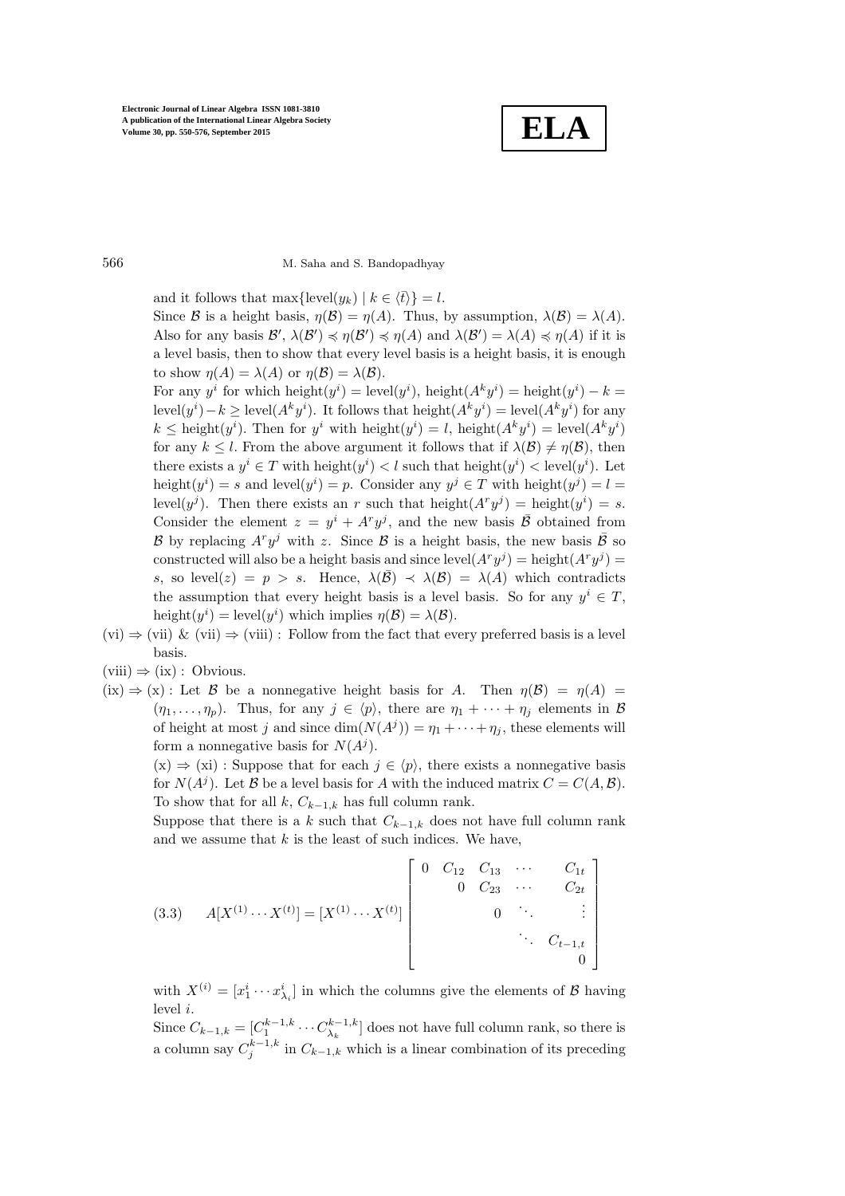and it follows that $\max\{\text{level}(y_k) \mid k \in \langle \bar{t} \rangle\} = l$.

Since $\mathcal{B}$ is a height basis, $\eta(\mathcal{B}) = \eta(A)$. Thus, by assumption, $\lambda(\mathcal{B}) = \lambda(A)$. Also for any basis $\mathcal{B}'$, $\lambda(\mathcal{B}') \preccurlyeq \eta(\mathcal{B}') \preccurlyeq \eta(A)$ and $\lambda(\mathcal{B}') = \lambda(A) \preccurlyeq \eta(A)$ if it is a level basis, then to show that every level basis is a height basis, it is enough to show $\eta(A) = \lambda(A)$ or $\eta(\mathcal{B}) = \lambda(\mathcal{B})$.

For any $y^i$ for which $\text{height}(y^i) = \text{level}(y^i)$, $\text{height}(A^k y^i) = \text{height}(y^i) - k = \text{level}(y^i) - k \geq \text{level}(A^k y^i)$. It follows that $\text{height}(A^k y^i) = \text{level}(A^k y^i)$ for any $k \leq \text{height}(y^i)$. Then for $y^i$ with $\text{height}(y^i) = l$, $\text{height}(A^k y^i) = \text{level}(A^k y^i)$ for any $k \leq l$. From the above argument it follows that if $\lambda(\mathcal{B}) \neq \eta(\mathcal{B})$, then there exists a $y^i \in T$ with $\text{height}(y^i) < l$ such that $\text{height}(y^i) < \text{level}(y^i)$. Let $\text{height}(y^i) = s$ and $\text{level}(y^i) = p$. Consider any $y^j \in T$ with $\text{height}(y^j) = l = \text{level}(y^j)$. Then there exists an $r$ such that $\text{height}(A^r y^j) = \text{height}(y^i) = s$. Consider the element $z = y^i + A^r y^j$, and the new basis $\bar{\mathcal{B}}$ obtained from $\mathcal{B}$ by replacing $A^r y^j$ with $z$. Since $\mathcal{B}$ is a height basis, the new basis $\bar{\mathcal{B}}$ so constructed will also be a height basis and since $\text{level}(A^r y^j) = \text{height}(A^r y^j) = s$, so $\text{level}(z) = p > s$. Hence, $\lambda(\bar{\mathcal{B}}) \prec \lambda(\mathcal{B}) = \lambda(A)$ which contradicts the assumption that every height basis is a level basis. So for any $y^i \in T$, $\text{height}(y^i) = \text{level}(y^i)$ which implies $\eta(\mathcal{B}) = \lambda(\mathcal{B})$.

(vi) $\Rightarrow$ (vii) & (vii) $\Rightarrow$ (viii) : Follow from the fact that every preferred basis is a level basis.

(viii) $\Rightarrow$ (ix) : Obvious.

(ix) $\Rightarrow$ (x) : Let $\mathcal{B}$ be a nonnegative height basis for $A$. Then $\eta(\mathcal{B}) = \eta(A) = (\eta_1, \ldots, \eta_p)$. Thus, for any $j \in \langle p \rangle$, there are $\eta_1 + \cdots + \eta_j$ elements in $\mathcal{B}$ of height at most $j$ and since $\dim(N(A^j)) = \eta_1 + \cdots + \eta_j$, these elements will form a nonnegative basis for $N(A^j)$.

(x) $\Rightarrow$ (xi) : Suppose that for each $j \in \langle p \rangle$, there exists a nonnegative basis for $N(A^j)$. Let $\mathcal{B}$ be a level basis for $A$ with the induced matrix $C = C(A, \mathcal{B})$. To show that for all $k$, $C_{k-1,k}$ has full column rank.

Suppose that there is a $k$ such that $C_{k-1,k}$ does not have full column rank and we assume that $k$ is the least of such indices. We have,

$$A[X^{(1)} \cdots X^{(t)}] = [X^{(1)} \cdots X^{(t)}] \begin{bmatrix} 0 & C_{12} & C_{13} & \cdots & C_{1t} \\ & 0 & C_{23} & \cdots & C_{2t} \\ & & 0 & \ddots & \vdots \\ & & & \ddots & C_{t-1,t} \\ & & & & 0 \end{bmatrix} \tag{3.3}$$

with $X^{(i)} = [x_1^i \cdots x_{\lambda_i}^i]$ in which the columns give the elements of $\mathcal{B}$ having level $i$.

Since $C_{k-1,k} = [C_1^{k-1,k} \cdots C_{\lambda_k}^{k-1,k}]$ does not have full column rank, so there is a column say $C_j^{k-1,k}$ in $C_{k-1,k}$ which is a linear combination of its preceding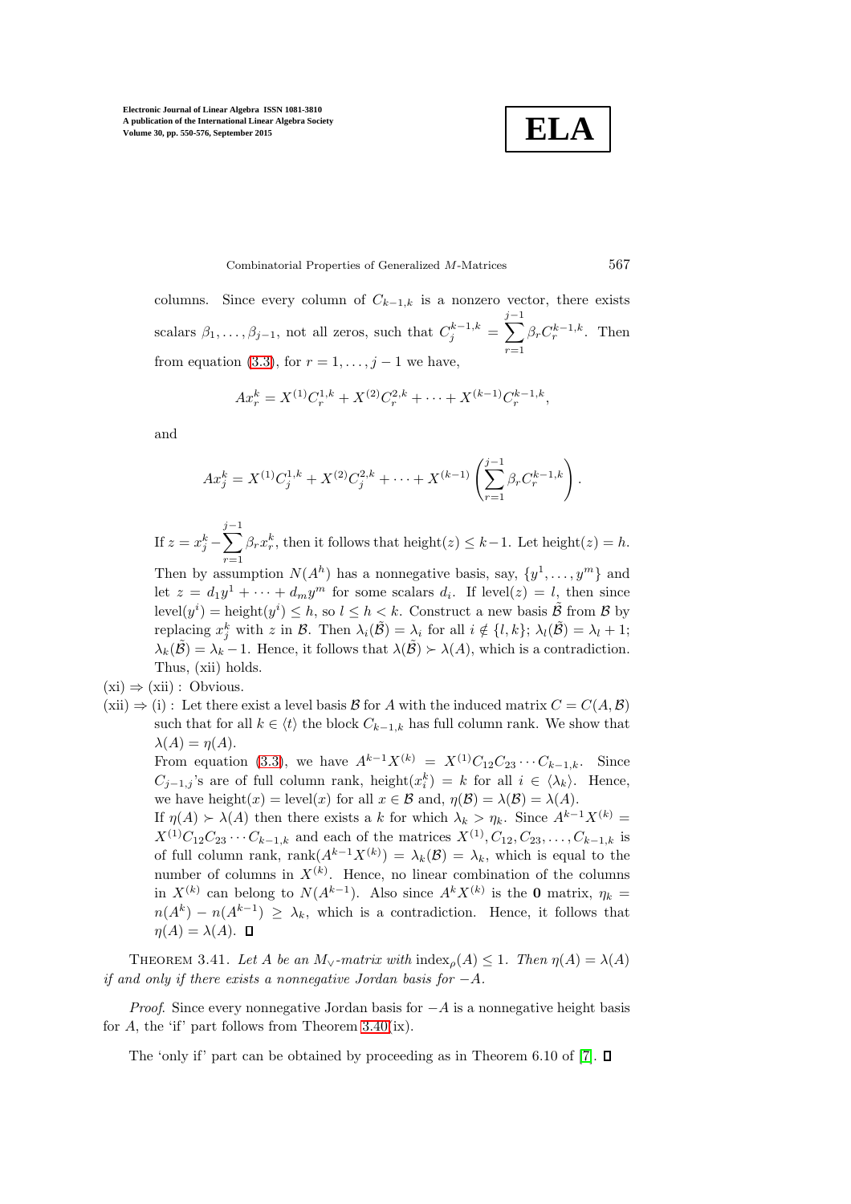columns. Since every column of $C_{k-1,k}$ is a nonzero vector, there exists scalars $\beta_1, \ldots, \beta_{j-1}$, not all zeros, such that $C_j^{k-1,k} = \sum_{r=1}^{j-1} \beta_r C_r^{k-1,k}$. Then from equation (3.3), for $r = 1, \ldots, j-1$ we have,

$$Ax_r^k = X^{(1)}C_r^{1,k} + X^{(2)}C_r^{2,k} + \cdots + X^{(k-1)}C_r^{k-1,k},$$

and

$$Ax_j^k = X^{(1)}C_j^{1,k} + X^{(2)}C_j^{2,k} + \cdots + X^{(k-1)}\left(\sum_{r=1}^{j-1} \beta_r C_r^{k-1,k}\right).$$

If $z = x_j^k - \sum_{r=1}^{j-1} \beta_r x_r^k$, then it follows that height$(z) \leq k-1$. Let height$(z) = h$. Then by assumption $N(A^h)$ has a nonnegative basis, say, $\{y^1, \ldots, y^m\}$ and let $z = d_1 y^1 + \cdots + d_m y^m$ for some scalars $d_i$. If level$(z) = l$, then since level$(y^i) = $ height$(y^i) \leq h$, so $l \leq h < k$. Construct a new basis $\tilde{\mathcal{B}}$ from $\mathcal{B}$ by replacing $x_j^k$ with $z$ in $\mathcal{B}$. Then $\lambda_i(\tilde{\mathcal{B}}) = \lambda_i$ for all $i \notin \{l, k\}$; $\lambda_l(\tilde{\mathcal{B}}) = \lambda_l + 1$; $\lambda_k(\tilde{\mathcal{B}}) = \lambda_k - 1$. Hence, it follows that $\lambda(\tilde{\mathcal{B}}) \succ \lambda(A)$, which is a contradiction. Thus, (xii) holds.

(xi) $\Rightarrow$ (xii) : Obvious.

(xii) $\Rightarrow$ (i) : Let there exist a level basis $\mathcal{B}$ for $A$ with the induced matrix $C = C(A, \mathcal{B})$ such that for all $k \in \langle t \rangle$ the block $C_{k-1,k}$ has full column rank. We show that $\lambda(A) = \eta(A)$.

From equation (3.3), we have $A^{k-1}X^{(k)} = X^{(1)}C_{12}C_{23} \cdots C_{k-1,k}$. Since $C_{j-1,j}$'s are of full column rank, height$(x_i^k) = k$ for all $i \in \langle \lambda_k \rangle$. Hence, we have height$(x) = $ level$(x)$ for all $x \in \mathcal{B}$ and, $\eta(\mathcal{B}) = \lambda(\mathcal{B}) = \lambda(A)$.

If $\eta(A) \succ \lambda(A)$ then there exists a $k$ for which $\lambda_k > \eta_k$. Since $A^{k-1}X^{(k)} = X^{(1)}C_{12}C_{23} \cdots C_{k-1,k}$ and each of the matrices $X^{(1)}, C_{12}, C_{23}, \ldots, C_{k-1,k}$ is of full column rank, rank$(A^{k-1}X^{(k)}) = \lambda_k(\mathcal{B}) = \lambda_k$, which is equal to the number of columns in $X^{(k)}$. Hence, no linear combination of the columns in $X^{(k)}$ can belong to $N(A^{k-1})$. Also since $A^k X^{(k)}$ is the $\mathbf{0}$ matrix, $\eta_k = n(A^k) - n(A^{k-1}) \geq \lambda_k$, which is a contradiction. Hence, it follows that $\eta(A) = \lambda(A)$. $\square$

THEOREM 3.41. *Let $A$ be an $M_\vee$-matrix with* $\text{index}_\rho(A) \leq 1$. *Then $\eta(A) = \lambda(A)$ if and only if there exists a nonnegative Jordan basis for $-A$.*

*Proof.* Since every nonnegative Jordan basis for $-A$ is a nonnegative height basis for $A$, the 'if' part follows from Theorem 3.40(ix).

The 'only if' part can be obtained by proceeding as in Theorem 6.10 of [7]. $\square$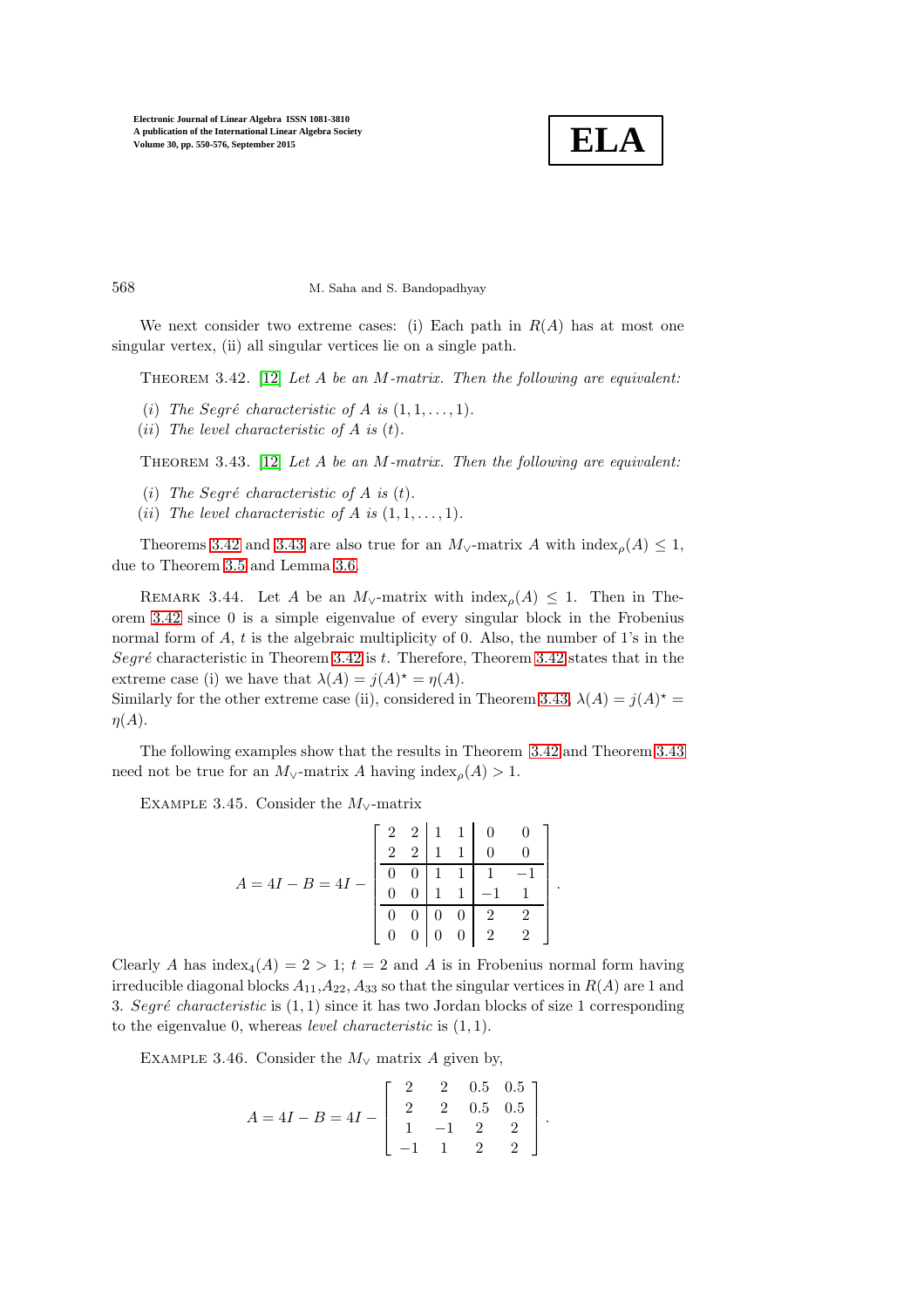We next consider two extreme cases: (i) Each path in $R(A)$ has at most one singular vertex, (ii) all singular vertices lie on a single path.

Theorem 3.42. [12] *Let $A$ be an $M$-matrix. Then the following are equivalent:*

- $(i)$ *The Segré characteristic of $A$ is $(1, 1, \dots, 1)$.*
- $(ii)$ *The level characteristic of $A$ is $(t)$.*

Theorem 3.43. [12] *Let $A$ be an $M$-matrix. Then the following are equivalent:*

- $(i)$ *The Segré characteristic of $A$ is $(t)$.*
- $(ii)$ *The level characteristic of $A$ is $(1, 1, \dots, 1)$.*

Theorems 3.42 and 3.43 are also true for an $M_\vee$-matrix $A$ with $\text{index}_\rho(A) \leq 1$, due to Theorem 3.5 and Lemma 3.6.

Remark 3.44. Let $A$ be an $M_\vee$-matrix with $\text{index}_\rho(A) \leq 1$. Then in Theorem 3.42 since 0 is a simple eigenvalue of every singular block in the Frobenius normal form of $A$, $t$ is the algebraic multiplicity of 0. Also, the number of 1's in the *Segré* characteristic in Theorem 3.42 is $t$. Therefore, Theorem 3.42 states that in the extreme case (i) we have that $\lambda(A) = j(A)^\star = \eta(A)$.
Similarly for the other extreme case (ii), considered in Theorem 3.43, $\lambda(A) = j(A)^\star = \eta(A)$.

The following examples show that the results in Theorem 3.42 and Theorem 3.43 need not be true for an $M_\vee$-matrix $A$ having $\text{index}_\rho(A) > 1$.

Example 3.45. Consider the $M_\vee$-matrix

$$A = 4I - B = 4I - \left[\begin{array}{cc|cc|cc} 2 & 2 & 1 & 1 & 0 & 0 \\ 2 & 2 & 1 & 1 & 0 & 0 \\ \hline 0 & 0 & 1 & 1 & 1 & -1 \\ 0 & 0 & 1 & 1 & -1 & 1 \\ \hline 0 & 0 & 0 & 0 & 2 & 2 \\ 0 & 0 & 0 & 0 & 2 & 2 \end{array}\right].$$

Clearly $A$ has $\text{index}_4(A) = 2 > 1$; $t = 2$ and $A$ is in Frobenius normal form having irreducible diagonal blocks $A_{11}$,$A_{22}$, $A_{33}$ so that the singular vertices in $R(A)$ are 1 and 3. *Segré characteristic* is $(1, 1)$ since it has two Jordan blocks of size 1 corresponding to the eigenvalue 0, whereas *level characteristic* is $(1, 1)$.

Example 3.46. Consider the $M_\vee$ matrix $A$ given by,

$$A = 4I - B = 4I - \begin{bmatrix} 2 & 2 & 0.5 & 0.5 \\ 2 & 2 & 0.5 & 0.5 \\ 1 & -1 & 2 & 2 \\ -1 & 1 & 2 & 2 \end{bmatrix}.$$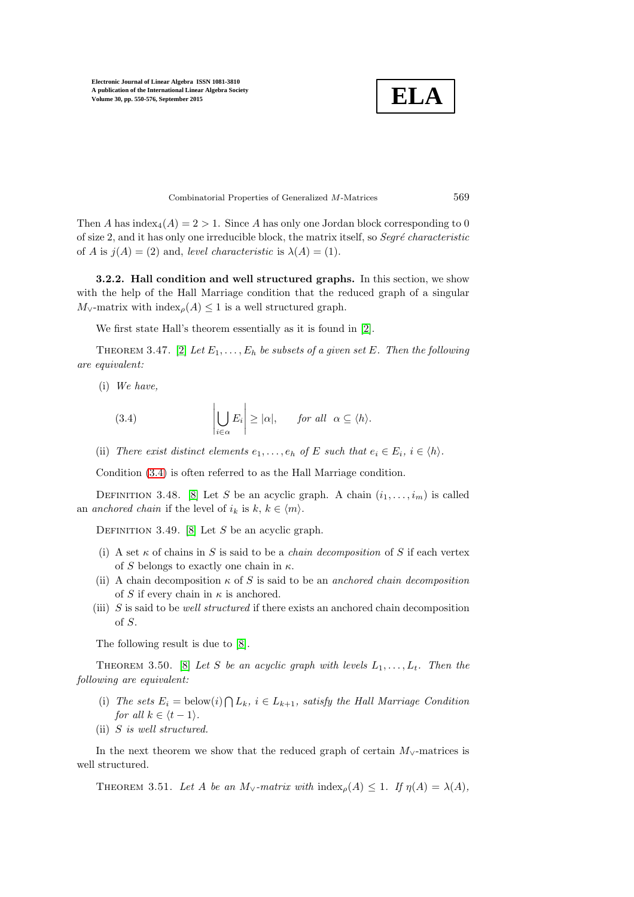Then $A$ has $\text{index}_4(A) = 2 > 1$. Since $A$ has only one Jordan block corresponding to 0 of size 2, and it has only one irreducible block, the matrix itself, so *Segré characteristic* of $A$ is $j(A) = (2)$ and, *level characteristic* is $\lambda(A) = (1)$.

**3.2.2. Hall condition and well structured graphs.** In this section, we show with the help of the Hall Marriage condition that the reduced graph of a singular $M_\vee$-matrix with $\text{index}_\rho(A) \leq 1$ is a well structured graph.

We first state Hall's theorem essentially as it is found in [2].

THEOREM 3.47. [2] *Let $E_1, \ldots, E_h$ be subsets of a given set $E$. Then the following are equivalent:*

(i) *We have,*

$$\left| \bigcup_{i \in \alpha} E_i \right| \geq |\alpha|, \qquad \textit{for all } \alpha \subseteq \langle h \rangle. \tag{3.4}$$

(ii) *There exist distinct elements $e_1, \ldots, e_h$ of $E$ such that $e_i \in E_i$, $i \in \langle h \rangle$.*

Condition (3.4) is often referred to as the Hall Marriage condition.

DEFINITION 3.48. [8] Let $S$ be an acyclic graph. A chain $(i_1, \ldots, i_m)$ is called an *anchored chain* if the level of $i_k$ is $k$, $k \in \langle m \rangle$.

DEFINITION 3.49. [8] Let $S$ be an acyclic graph.

(i) A set $\kappa$ of chains in $S$ is said to be a *chain decomposition* of $S$ if each vertex of $S$ belongs to exactly one chain in $\kappa$.

(ii) A chain decomposition $\kappa$ of $S$ is said to be an *anchored chain decomposition* of $S$ if every chain in $\kappa$ is anchored.

(iii) $S$ is said to be *well structured* if there exists an anchored chain decomposition of $S$.

The following result is due to [8].

THEOREM 3.50. [8] *Let $S$ be an acyclic graph with levels $L_1, \ldots, L_t$. Then the following are equivalent:*

(i) *The sets $E_i = \text{below}(i) \bigcap L_k$, $i \in L_{k+1}$, satisfy the Hall Marriage Condition for all $k \in \langle t - 1 \rangle$.*

(ii) *$S$ is well structured.*

In the next theorem we show that the reduced graph of certain $M_\vee$-matrices is well structured.

THEOREM 3.51. *Let $A$ be an $M_\vee$-matrix with $\text{index}_\rho(A) \leq 1$. If $\eta(A) = \lambda(A)$,*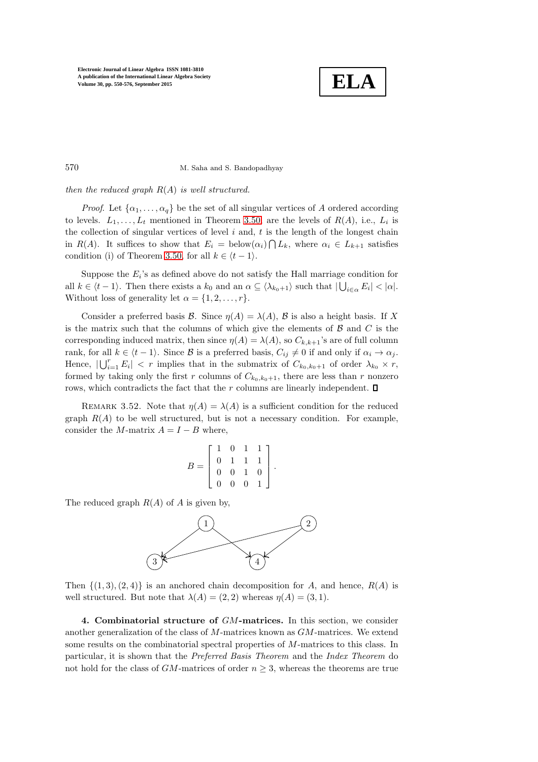*then the reduced graph $R(A)$ is well structured.*

*Proof.* Let $\{\alpha_1, \ldots, \alpha_q\}$ be the set of all singular vertices of $A$ ordered according to levels. $L_1, \ldots, L_t$ mentioned in Theorem 3.50 are the levels of $R(A)$, i.e., $L_i$ is the collection of singular vertices of level $i$ and, $t$ is the length of the longest chain in $R(A)$. It suffices to show that $E_i = \text{below}(\alpha_i) \bigcap L_k$, where $\alpha_i \in L_{k+1}$ satisfies condition (i) of Theorem 3.50, for all $k \in \langle t-1 \rangle$.

Suppose the $E_i$'s as defined above do not satisfy the Hall marriage condition for all $k \in \langle t-1 \rangle$. Then there exists a $k_0$ and an $\alpha \subseteq \langle \lambda_{k_0+1} \rangle$ such that $|\bigcup_{i \in \alpha} E_i| < |\alpha|$. Without loss of generality let $\alpha = \{1, 2, \ldots, r\}$.

Consider a preferred basis $\mathcal{B}$. Since $\eta(A) = \lambda(A)$, $\mathcal{B}$ is also a height basis. If $X$ is the matrix such that the columns of which give the elements of $\mathcal{B}$ and $C$ is the corresponding induced matrix, then since $\eta(A) = \lambda(A)$, so $C_{k,k+1}$'s are of full column rank, for all $k \in \langle t-1 \rangle$. Since $\mathcal{B}$ is a preferred basis, $C_{ij} \neq 0$ if and only if $\alpha_i \to \alpha_j$. Hence, $|\bigcup_{i=1}^{r} E_i| < r$ implies that in the submatrix of $C_{k_0,k_0+1}$ of order $\lambda_{k_0} \times r$, formed by taking only the first $r$ columns of $C_{k_0,k_0+1}$, there are less than $r$ nonzero rows, which contradicts the fact that the $r$ columns are linearly independent. $\square$

REMARK 3.52. Note that $\eta(A) = \lambda(A)$ is a sufficient condition for the reduced graph $R(A)$ to be well structured, but is not a necessary condition. For example, consider the $M$-matrix $A = I - B$ where,

$$B = \begin{bmatrix} 1 & 0 & 1 & 1 \\ 0 & 1 & 1 & 1 \\ 0 & 0 & 1 & 0 \\ 0 & 0 & 0 & 1 \end{bmatrix}.$$

The reduced graph $R(A)$ of $A$ is given by,

Then $\{(1,3), (2,4)\}$ is an anchored chain decomposition for $A$, and hence, $R(A)$ is well structured. But note that $\lambda(A) = (2,2)$ whereas $\eta(A) = (3,1)$.

**4. Combinatorial structure of $GM$-matrices.** In this section, we consider another generalization of the class of $M$-matrices known as $GM$-matrices. We extend some results on the combinatorial spectral properties of $M$-matrices to this class. In particular, it is shown that the *Preferred Basis Theorem* and the *Index Theorem* do not hold for the class of $GM$-matrices of order $n \geq 3$, whereas the theorems are true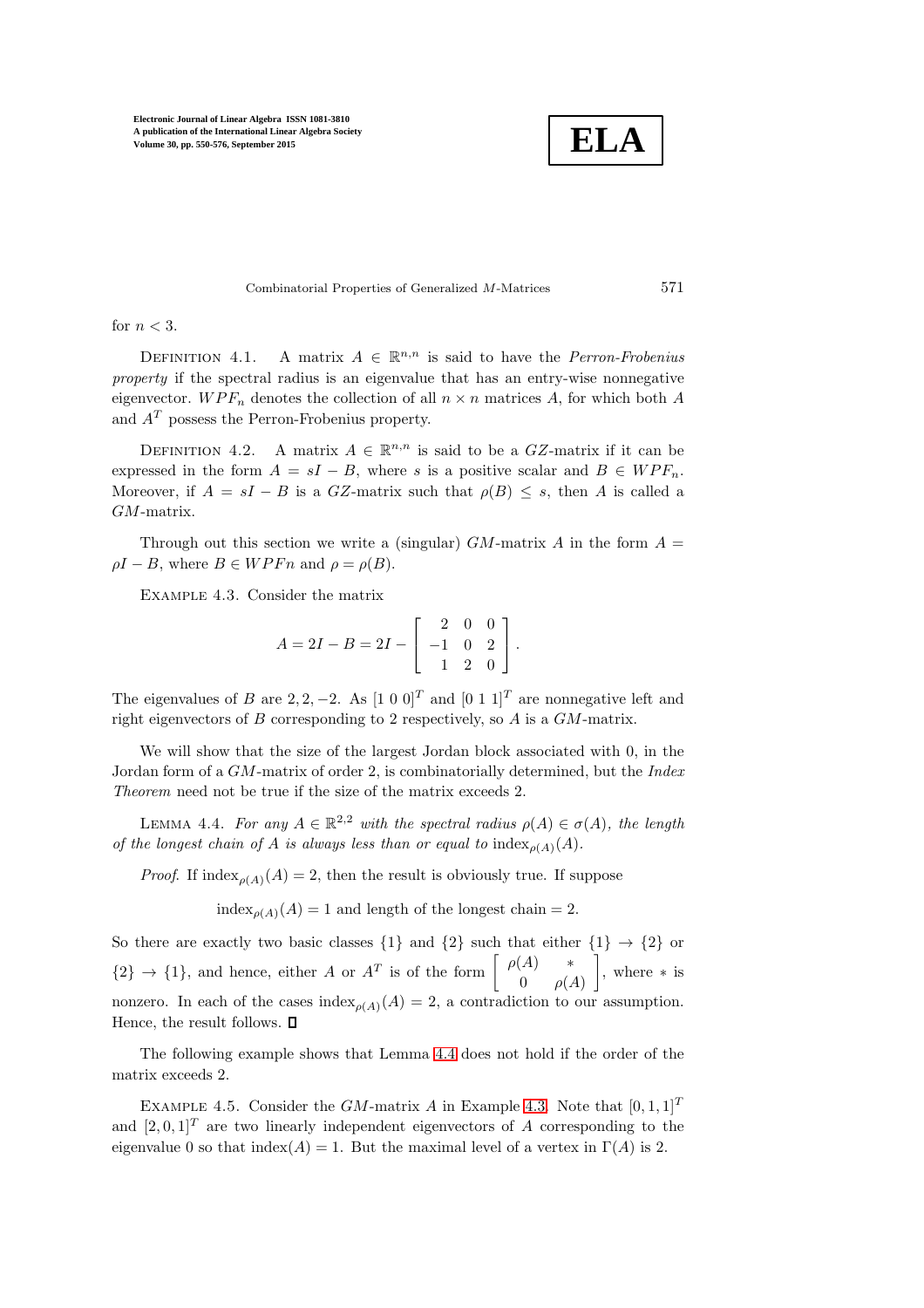for $n < 3$.

Definition 4.1. A matrix $A \in \mathbb{R}^{n,n}$ is said to have the *Perron-Frobenius property* if the spectral radius is an eigenvalue that has an entry-wise nonnegative eigenvector. $WPF_n$ denotes the collection of all $n \times n$ matrices $A$, for which both $A$ and $A^T$ possess the Perron-Frobenius property.

Definition 4.2. A matrix $A \in \mathbb{R}^{n,n}$ is said to be a $GZ$-matrix if it can be expressed in the form $A = sI - B$, where $s$ is a positive scalar and $B \in WPF_n$. Moreover, if $A = sI - B$ is a $GZ$-matrix such that $\rho(B) \leq s$, then $A$ is called a $GM$-matrix.

Through out this section we write a (singular) $GM$-matrix $A$ in the form $A = \rho I - B$, where $B \in WPFn$ and $\rho = \rho(B)$.

Example 4.3. Consider the matrix

$$A = 2I - B = 2I - \begin{bmatrix} 2 & 0 & 0 \\ -1 & 0 & 2 \\ 1 & 2 & 0 \end{bmatrix}.$$

The eigenvalues of $B$ are $2, 2, -2$. As $[1\ 0\ 0]^T$ and $[0\ 1\ 1]^T$ are nonnegative left and right eigenvectors of $B$ corresponding to 2 respectively, so $A$ is a $GM$-matrix.

We will show that the size of the largest Jordan block associated with 0, in the Jordan form of a $GM$-matrix of order 2, is combinatorially determined, but the *Index Theorem* need not be true if the size of the matrix exceeds 2.

Lemma 4.4. *For any $A \in \mathbb{R}^{2,2}$ with the spectral radius $\rho(A) \in \sigma(A)$, the length of the longest chain of $A$ is always less than or equal to* $\text{index}_{\rho(A)}(A)$.

*Proof.* If $\text{index}_{\rho(A)}(A) = 2$, then the result is obviously true. If suppose

$$\text{index}_{\rho(A)}(A) = 1 \text{ and length of the longest chain} = 2.$$

So there are exactly two basic classes $\{1\}$ and $\{2\}$ such that either $\{1\} \to \{2\}$ or $\{2\} \to \{1\}$, and hence, either $A$ or $A^T$ is of the form $\begin{bmatrix} \rho(A) & * \\ 0 & \rho(A) \end{bmatrix}$, where $*$ is nonzero. In each of the cases $\text{index}_{\rho(A)}(A) = 2$, a contradiction to our assumption. Hence, the result follows. $\square$

The following example shows that Lemma 4.4 does not hold if the order of the matrix exceeds 2.

Example 4.5. Consider the $GM$-matrix $A$ in Example 4.3. Note that $[0, 1, 1]^T$ and $[2, 0, 1]^T$ are two linearly independent eigenvectors of $A$ corresponding to the eigenvalue 0 so that $\text{index}(A) = 1$. But the maximal level of a vertex in $\Gamma(A)$ is 2.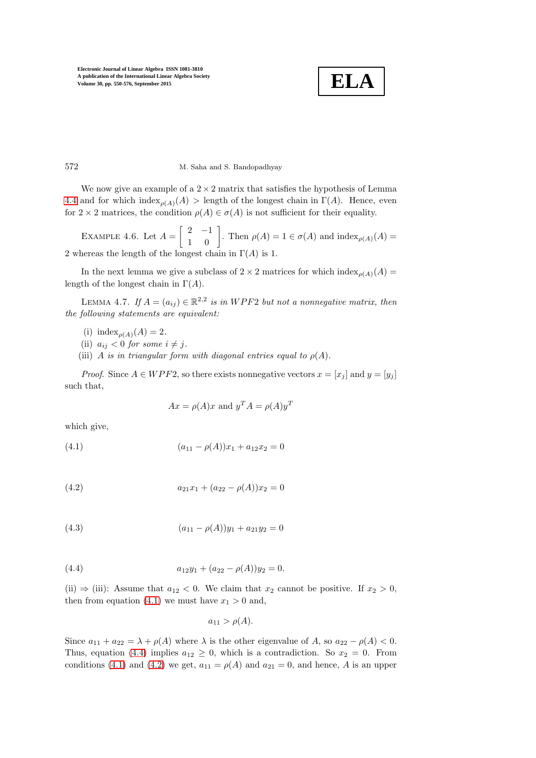We now give an example of a $2 \times 2$ matrix that satisfies the hypothesis of Lemma 4.4 and for which $\text{index}_{\rho(A)}(A) >$ length of the longest chain in $\Gamma(A)$. Hence, even for $2 \times 2$ matrices, the condition $\rho(A) \in \sigma(A)$ is not sufficient for their equality.

EXAMPLE 4.6. Let $A = \begin{bmatrix} 2 & -1 \\ 1 & 0 \end{bmatrix}$. Then $\rho(A) = 1 \in \sigma(A)$ and $\text{index}_{\rho(A)}(A) = 2$ whereas the length of the longest chain in $\Gamma(A)$ is 1.

In the next lemma we give a subclass of $2 \times 2$ matrices for which $\text{index}_{\rho(A)}(A) =$ length of the longest chain in $\Gamma(A)$.

LEMMA 4.7. *If $A = (a_{ij}) \in \mathbb{R}^{2,2}$ is in $WPF2$ but not a nonnegative matrix, then the following statements are equivalent:*

(i) $\text{index}_{\rho(A)}(A) = 2$.
(ii) *$a_{ij} < 0$ for some $i \neq j$.*
(iii) *$A$ is in triangular form with diagonal entries equal to $\rho(A)$.*

*Proof.* Since $A \in WPF2$, so there exists nonnegative vectors $x = [x_j]$ and $y = [y_j]$ such that,

$$Ax = \rho(A)x \text{ and } y^T A = \rho(A)y^T$$

which give,

$$(a_{11} - \rho(A))x_1 + a_{12}x_2 = 0 \tag{4.1}$$

$$a_{21}x_1 + (a_{22} - \rho(A))x_2 = 0 \tag{4.2}$$

$$(a_{11} - \rho(A))y_1 + a_{21}y_2 = 0 \tag{4.3}$$

$$a_{12}y_1 + (a_{22} - \rho(A))y_2 = 0. \tag{4.4}$$

(ii) $\Rightarrow$ (iii): Assume that $a_{12} < 0$. We claim that $x_2$ cannot be positive. If $x_2 > 0$, then from equation (4.1) we must have $x_1 > 0$ and,

$$a_{11} > \rho(A).$$

Since $a_{11} + a_{22} = \lambda + \rho(A)$ where $\lambda$ is the other eigenvalue of $A$, so $a_{22} - \rho(A) < 0$. Thus, equation (4.4) implies $a_{12} \geq 0$, which is a contradiction. So $x_2 = 0$. From conditions (4.1) and (4.2) we get, $a_{11} = \rho(A)$ and $a_{21} = 0$, and hence, $A$ is an upper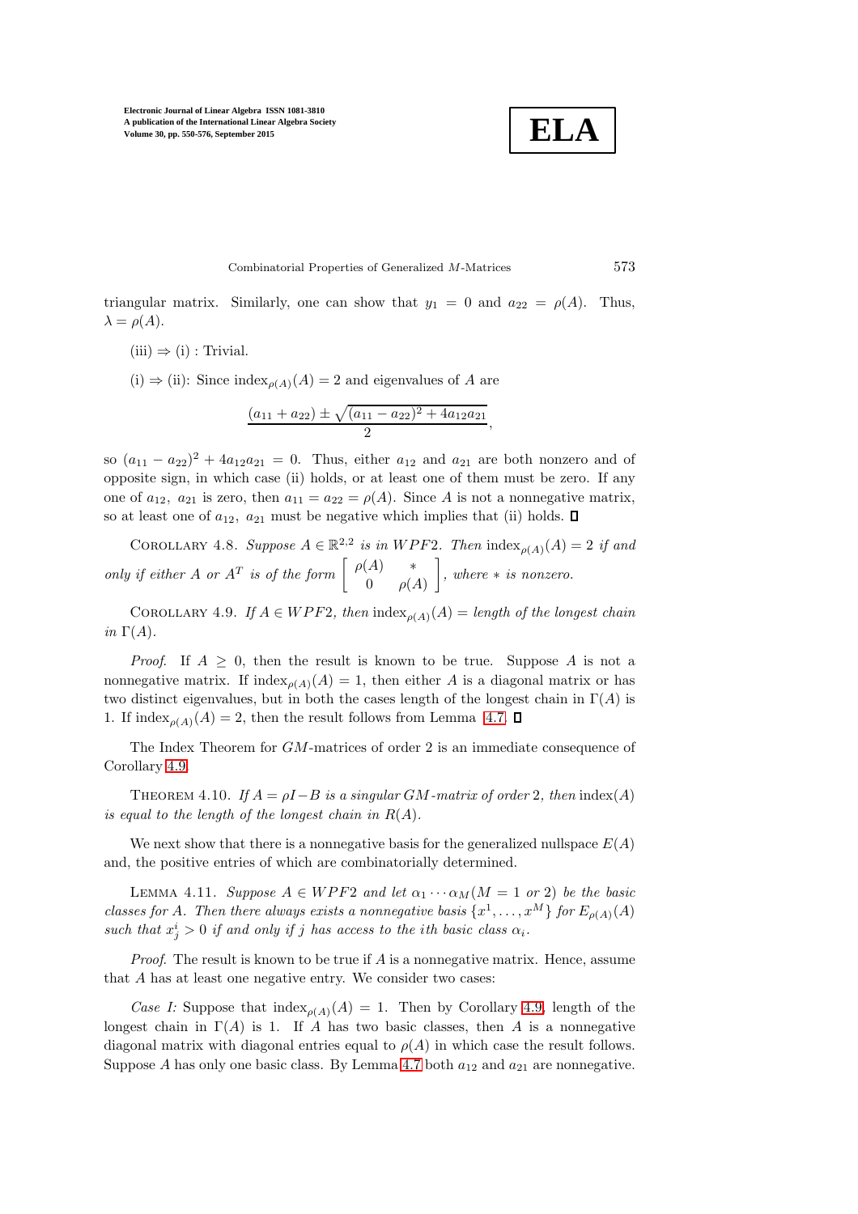triangular matrix. Similarly, one can show that $y_1 = 0$ and $a_{22} = \rho(A)$. Thus, $\lambda = \rho(A)$.

(iii) $\Rightarrow$ (i) : Trivial.

(i) $\Rightarrow$ (ii): Since $\text{index}_{\rho(A)}(A) = 2$ and eigenvalues of $A$ are

$$\frac{(a_{11} + a_{22}) \pm \sqrt{(a_{11} - a_{22})^2 + 4a_{12}a_{21}}}{2},$$

so $(a_{11} - a_{22})^2 + 4a_{12}a_{21} = 0$. Thus, either $a_{12}$ and $a_{21}$ are both nonzero and of opposite sign, in which case (ii) holds, or at least one of them must be zero. If any one of $a_{12},\ a_{21}$ is zero, then $a_{11} = a_{22} = \rho(A)$. Since $A$ is not a nonnegative matrix, so at least one of $a_{12},\ a_{21}$ must be negative which implies that (ii) holds. $\square$

Corollary 4.8. *Suppose $A \in \mathbb{R}^{2,2}$ is in $WPF2$. Then $\text{index}_{\rho(A)}(A) = 2$ if and only if either $A$ or $A^T$ is of the form $\begin{bmatrix} \rho(A) & * \\ 0 & \rho(A) \end{bmatrix}$, where $*$ is nonzero.*

Corollary 4.9. *If $A \in WPF2$, then $\text{index}_{\rho(A)}(A) =$ length of the longest chain in $\Gamma(A)$.*

*Proof.* If $A \geq 0$, then the result is known to be true. Suppose $A$ is not a nonnegative matrix. If $\text{index}_{\rho(A)}(A) = 1$, then either $A$ is a diagonal matrix or has two distinct eigenvalues, but in both the cases length of the longest chain in $\Gamma(A)$ is 1. If $\text{index}_{\rho(A)}(A) = 2$, then the result follows from Lemma 4.7. $\square$

The Index Theorem for $GM$-matrices of order 2 is an immediate consequence of Corollary 4.9.

Theorem 4.10. *If $A = \rho I - B$ is a singular $GM$-matrix of order 2, then $\text{index}(A)$ is equal to the length of the longest chain in $R(A)$.*

We next show that there is a nonnegative basis for the generalized nullspace $E(A)$ and, the positive entries of which are combinatorially determined.

Lemma 4.11. *Suppose $A \in WPF2$ and let $\alpha_1 \cdots \alpha_M (M = 1$ or $2)$ be the basic classes for $A$. Then there always exists a nonnegative basis $\{x^1, \ldots, x^M\}$ for $E_{\rho(A)}(A)$ such that $x^i_j > 0$ if and only if $j$ has access to the $i$th basic class $\alpha_i$.*

*Proof.* The result is known to be true if $A$ is a nonnegative matrix. Hence, assume that $A$ has at least one negative entry. We consider two cases:

*Case I:* Suppose that $\text{index}_{\rho(A)}(A) = 1$. Then by Corollary 4.9, length of the longest chain in $\Gamma(A)$ is 1. If $A$ has two basic classes, then $A$ is a nonnegative diagonal matrix with diagonal entries equal to $\rho(A)$ in which case the result follows. Suppose $A$ has only one basic class. By Lemma 4.7 both $a_{12}$ and $a_{21}$ are nonnegative.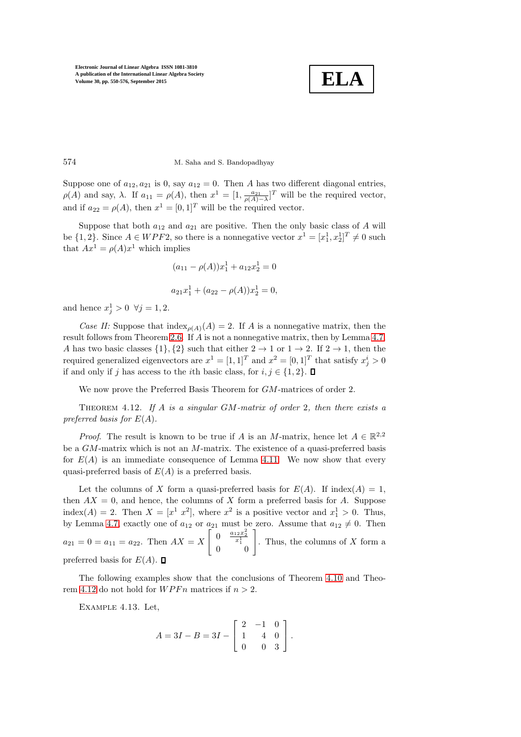Suppose one of $a_{12}, a_{21}$ is 0, say $a_{12} = 0$. Then $A$ has two different diagonal entries, $\rho(A)$ and say, $\lambda$. If $a_{11} = \rho(A)$, then $x^1 = [1, \frac{a_{21}}{\rho(A)-\lambda}]^T$ will be the required vector, and if $a_{22} = \rho(A)$, then $x^1 = [0, 1]^T$ will be the required vector.

Suppose that both $a_{12}$ and $a_{21}$ are positive. Then the only basic class of $A$ will be $\{1, 2\}$. Since $A \in WPF2$, so there is a nonnegative vector $x^1 = [x_1^1, x_2^1]^T \neq 0$ such that $Ax^1 = \rho(A)x^1$ which implies

$$(a_{11} - \rho(A))x_1^1 + a_{12}x_2^1 = 0$$

$$a_{21}x_1^1 + (a_{22} - \rho(A))x_2^1 = 0,$$

and hence $x_j^1 > 0 \ \ \forall j = 1, 2$.

*Case II:* Suppose that $\text{index}_{\rho(A)}(A) = 2$. If $A$ is a nonnegative matrix, then the result follows from Theorem 2.6. If $A$ is not a nonnegative matrix, then by Lemma 4.7, $A$ has two basic classes $\{1\}, \{2\}$ such that either $2 \to 1$ or $1 \to 2$. If $2 \to 1$, then the required generalized eigenvectors are $x^1 = [1, 1]^T$ and $x^2 = [0, 1]^T$ that satisfy $x_j^i > 0$ if and only if $j$ has access to the $i$th basic class, for $i, j \in \{1, 2\}$. ∎

We now prove the Preferred Basis Theorem for $GM$-matrices of order 2.

THEOREM 4.12. *If $A$ is a singular $GM$-matrix of order 2, then there exists a preferred basis for $E(A)$.*

*Proof.* The result is known to be true if $A$ is an $M$-matrix, hence let $A \in \mathbb{R}^{2,2}$ be a $GM$-matrix which is not an $M$-matrix. The existence of a quasi-preferred basis for $E(A)$ is an immediate consequence of Lemma 4.11. We now show that every quasi-preferred basis of $E(A)$ is a preferred basis.

Let the columns of $X$ form a quasi-preferred basis for $E(A)$. If $\text{index}(A) = 1$, then $AX = 0$, and hence, the columns of $X$ form a preferred basis for $A$. Suppose $\text{index}(A) = 2$. Then $X = [x^1 \ x^2]$, where $x^2$ is a positive vector and $x_1^1 > 0$. Thus, by Lemma 4.7, exactly one of $a_{12}$ or $a_{21}$ must be zero. Assume that $a_{12} \neq 0$. Then $a_{21} = 0 = a_{11} = a_{22}$. Then $AX = X \begin{bmatrix} 0 & \frac{a_{12}x_2^2}{x_1^1} \\ 0 & 0 \end{bmatrix}$. Thus, the columns of $X$ form a preferred basis for $E(A)$. ∎

The following examples show that the conclusions of Theorem 4.10 and Theorem 4.12 do not hold for $WPFn$ matrices if $n > 2$.

EXAMPLE 4.13. Let,

$$A = 3I - B = 3I - \begin{bmatrix} 2 & -1 & 0 \\ 1 & 4 & 0 \\ 0 & 0 & 3 \end{bmatrix}.$$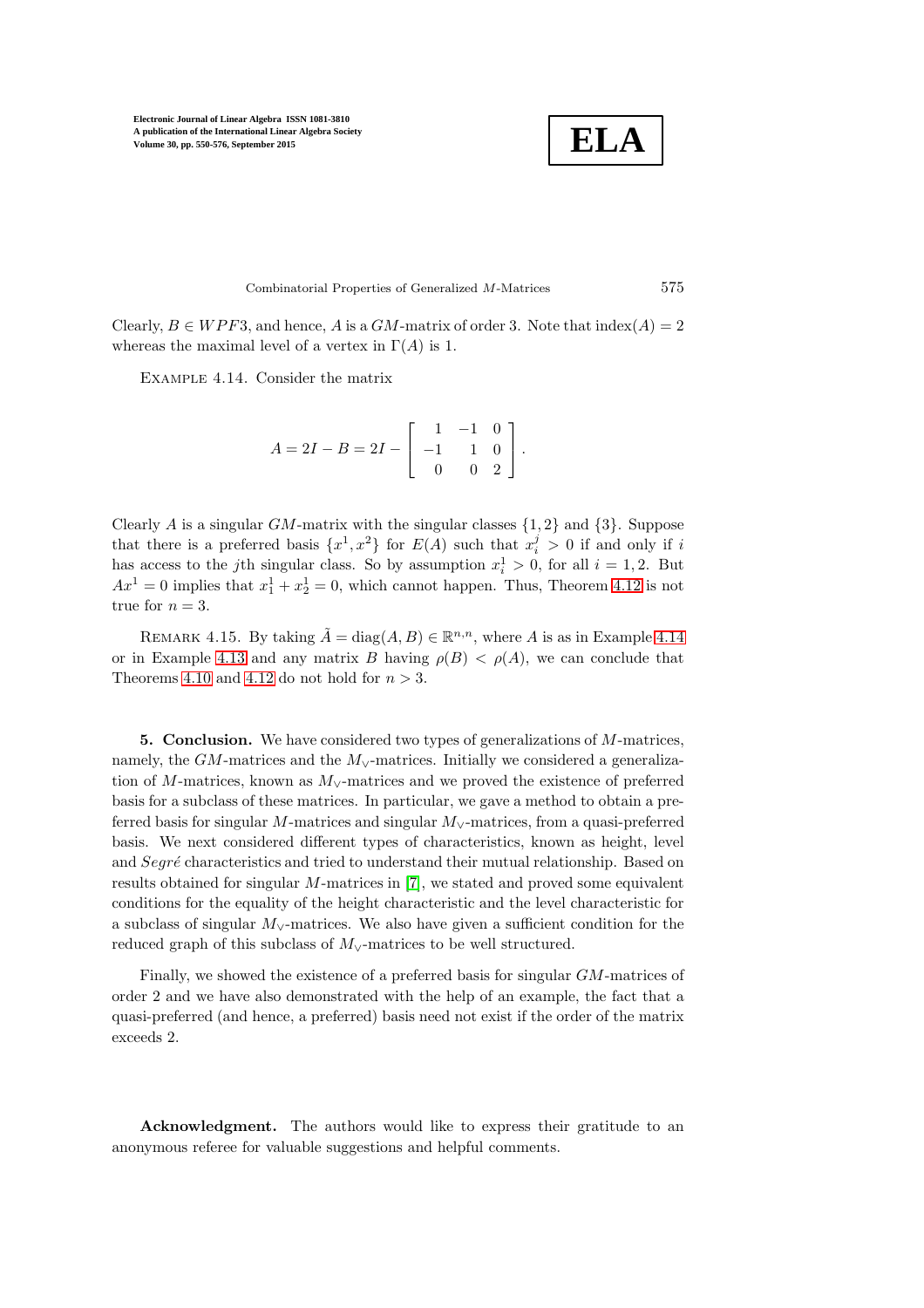Clearly, $B \in WPF3$, and hence, $A$ is a $GM$-matrix of order 3. Note that index$(A) = 2$ whereas the maximal level of a vertex in $\Gamma(A)$ is 1.

Example 4.14. Consider the matrix

$$A = 2I - B = 2I - \begin{bmatrix} 1 & -1 & 0 \\ -1 & 1 & 0 \\ 0 & 0 & 2 \end{bmatrix}.$$

Clearly $A$ is a singular $GM$-matrix with the singular classes $\{1, 2\}$ and $\{3\}$. Suppose that there is a preferred basis $\{x^1, x^2\}$ for $E(A)$ such that $x_i^j > 0$ if and only if $i$ has access to the $j$th singular class. So by assumption $x_i^1 > 0$, for all $i = 1, 2$. But $Ax^1 = 0$ implies that $x_1^1 + x_2^1 = 0$, which cannot happen. Thus, Theorem 4.12 is not true for $n = 3$.

Remark 4.15. By taking $\tilde{A} = \text{diag}(A, B) \in \mathbb{R}^{n,n}$, where $A$ is as in Example 4.14 or in Example 4.13 and any matrix $B$ having $\rho(B) < \rho(A)$, we can conclude that Theorems 4.10 and 4.12 do not hold for $n > 3$.

**5. Conclusion.** We have considered two types of generalizations of $M$-matrices, namely, the $GM$-matrices and the $M_\vee$-matrices. Initially we considered a generalization of $M$-matrices, known as $M_\vee$-matrices and we proved the existence of preferred basis for a subclass of these matrices. In particular, we gave a method to obtain a preferred basis for singular $M$-matrices and singular $M_\vee$-matrices, from a quasi-preferred basis. We next considered different types of characteristics, known as height, level and *Segré* characteristics and tried to understand their mutual relationship. Based on results obtained for singular $M$-matrices in [7], we stated and proved some equivalent conditions for the equality of the height characteristic and the level characteristic for a subclass of singular $M_\vee$-matrices. We also have given a sufficient condition for the reduced graph of this subclass of $M_\vee$-matrices to be well structured.

Finally, we showed the existence of a preferred basis for singular $GM$-matrices of order 2 and we have also demonstrated with the help of an example, the fact that a quasi-preferred (and hence, a preferred) basis need not exist if the order of the matrix exceeds 2.

**Acknowledgment.** The authors would like to express their gratitude to an anonymous referee for valuable suggestions and helpful comments.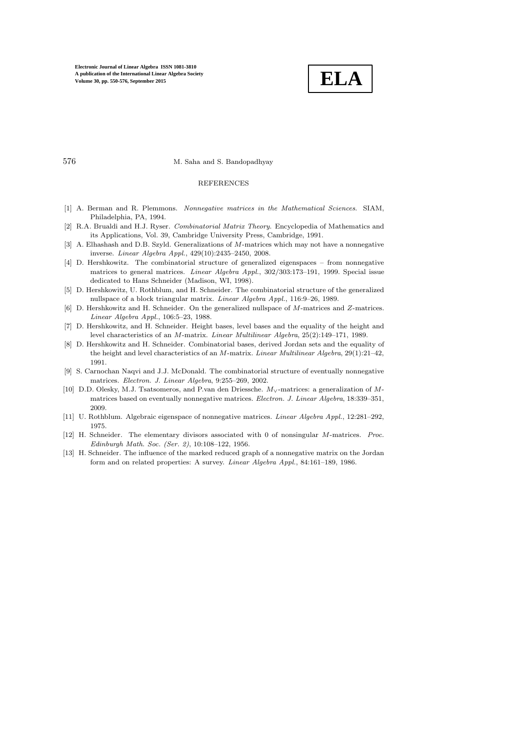## REFERENCES

[1] A. Berman and R. Plemmons. *Nonnegative matrices in the Mathematical Sciences*. SIAM, Philadelphia, PA, 1994.

[2] R.A. Brualdi and H.J. Ryser. *Combinatorial Matrix Theory*. Encyclopedia of Mathematics and its Applications, Vol. 39, Cambridge University Press, Cambridge, 1991.

[3] A. Elhashash and D.B. Szyld. Generalizations of $M$-matrices which may not have a nonnegative inverse. *Linear Algebra Appl.*, 429(10):2435–2450, 2008.

[4] D. Hershkowitz. The combinatorial structure of generalized eigenspaces – from nonnegative matrices to general matrices. *Linear Algebra Appl.*, 302/303:173–191, 1999. Special issue dedicated to Hans Schneider (Madison, WI, 1998).

[5] D. Hershkowitz, U. Rothblum, and H. Schneider. The combinatorial structure of the generalized nullspace of a block triangular matrix. *Linear Algebra Appl.*, 116:9–26, 1989.

[6] D. Hershkowitz and H. Schneider. On the generalized nullspace of $M$-matrices and $Z$-matrices. *Linear Algebra Appl.*, 106:5–23, 1988.

[7] D. Hershkowitz, and H. Schneider. Height bases, level bases and the equality of the height and level characteristics of an $M$-matrix. *Linear Multilinear Algebra*, 25(2):149–171, 1989.

[8] D. Hershkowitz and H. Schneider. Combinatorial bases, derived Jordan sets and the equality of the height and level characteristics of an $M$-matrix. *Linear Multilinear Algebra*, 29(1):21–42, 1991.

[9] S. Carnochan Naqvi and J.J. McDonald. The combinatorial structure of eventually nonnegative matrices. *Electron. J. Linear Algebra*, 9:255–269, 2002.

[10] D.D. Olesky, M.J. Tsatsomeros, and P.van den Driessche. $M_{\vee}$-matrices: a generalization of $M$-matrices based on eventually nonnegative matrices. *Electron. J. Linear Algebra*, 18:339–351, 2009.

[11] U. Rothblum. Algebraic eigenspace of nonnegative matrices. *Linear Algebra Appl.*, 12:281–292, 1975.

[12] H. Schneider. The elementary divisors associated with 0 of nonsingular $M$-matrices. *Proc. Edinburgh Math. Soc. (Ser. 2)*, 10:108–122, 1956.

[13] H. Schneider. The influence of the marked reduced graph of a nonnegative matrix on the Jordan form and on related properties: A survey. *Linear Algebra Appl.*, 84:161–189, 1986.